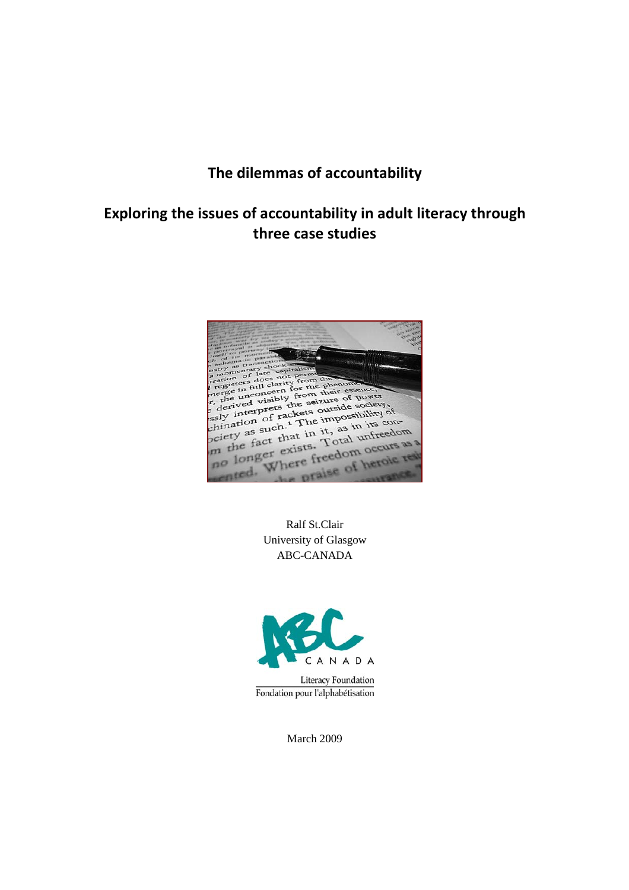# The dilemmas of accountability

## Exploring the issues of accountability in adult literacy through three case studies

Ralf St.Clair
University of Glasgow
ABC-CANADA

ABC CANADA
Literacy Foundation
Fondation pour l'alphabétisation

March 2009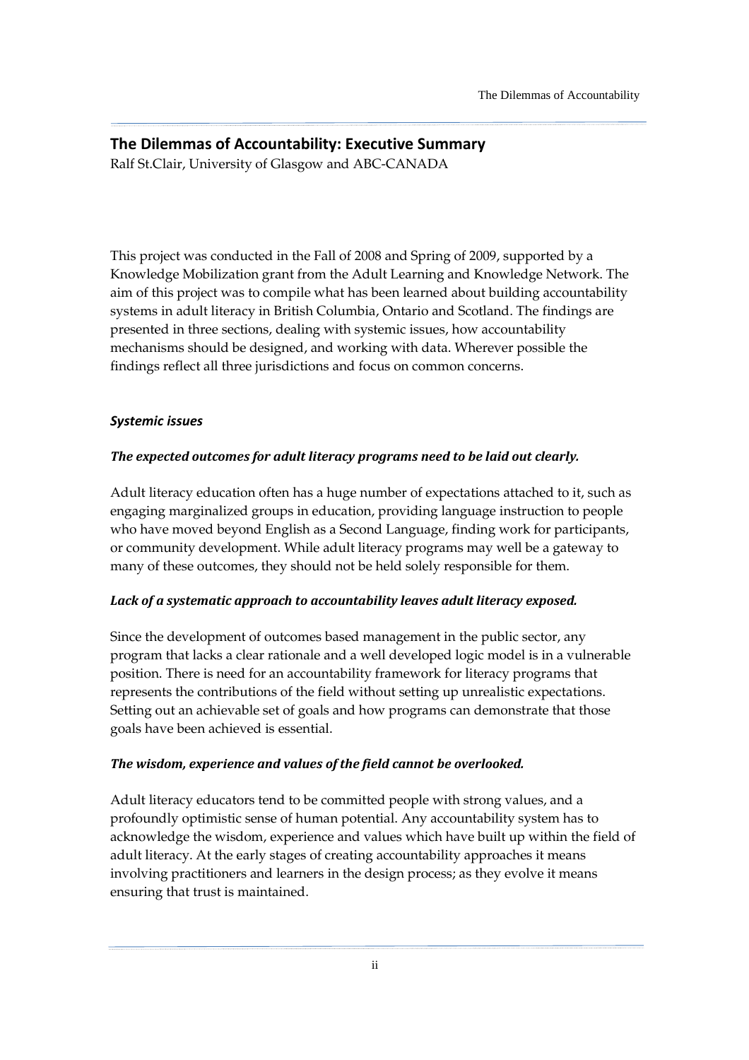## The Dilemmas of Accountability: Executive Summary

Ralf St.Clair, University of Glasgow and ABC-CANADA

This project was conducted in the Fall of 2008 and Spring of 2009, supported by a Knowledge Mobilization grant from the Adult Learning and Knowledge Network. The aim of this project was to compile what has been learned about building accountability systems in adult literacy in British Columbia, Ontario and Scotland. The findings are presented in three sections, dealing with systemic issues, how accountability mechanisms should be designed, and working with data. Wherever possible the findings reflect all three jurisdictions and focus on common concerns.

### *Systemic issues*

#### *The expected outcomes for adult literacy programs need to be laid out clearly.*

Adult literacy education often has a huge number of expectations attached to it, such as engaging marginalized groups in education, providing language instruction to people who have moved beyond English as a Second Language, finding work for participants, or community development. While adult literacy programs may well be a gateway to many of these outcomes, they should not be held solely responsible for them.

#### *Lack of a systematic approach to accountability leaves adult literacy exposed.*

Since the development of outcomes based management in the public sector, any program that lacks a clear rationale and a well developed logic model is in a vulnerable position. There is need for an accountability framework for literacy programs that represents the contributions of the field without setting up unrealistic expectations. Setting out an achievable set of goals and how programs can demonstrate that those goals have been achieved is essential.

#### *The wisdom, experience and values of the field cannot be overlooked.*

Adult literacy educators tend to be committed people with strong values, and a profoundly optimistic sense of human potential. Any accountability system has to acknowledge the wisdom, experience and values which have built up within the field of adult literacy. At the early stages of creating accountability approaches it means involving practitioners and learners in the design process; as they evolve it means ensuring that trust is maintained.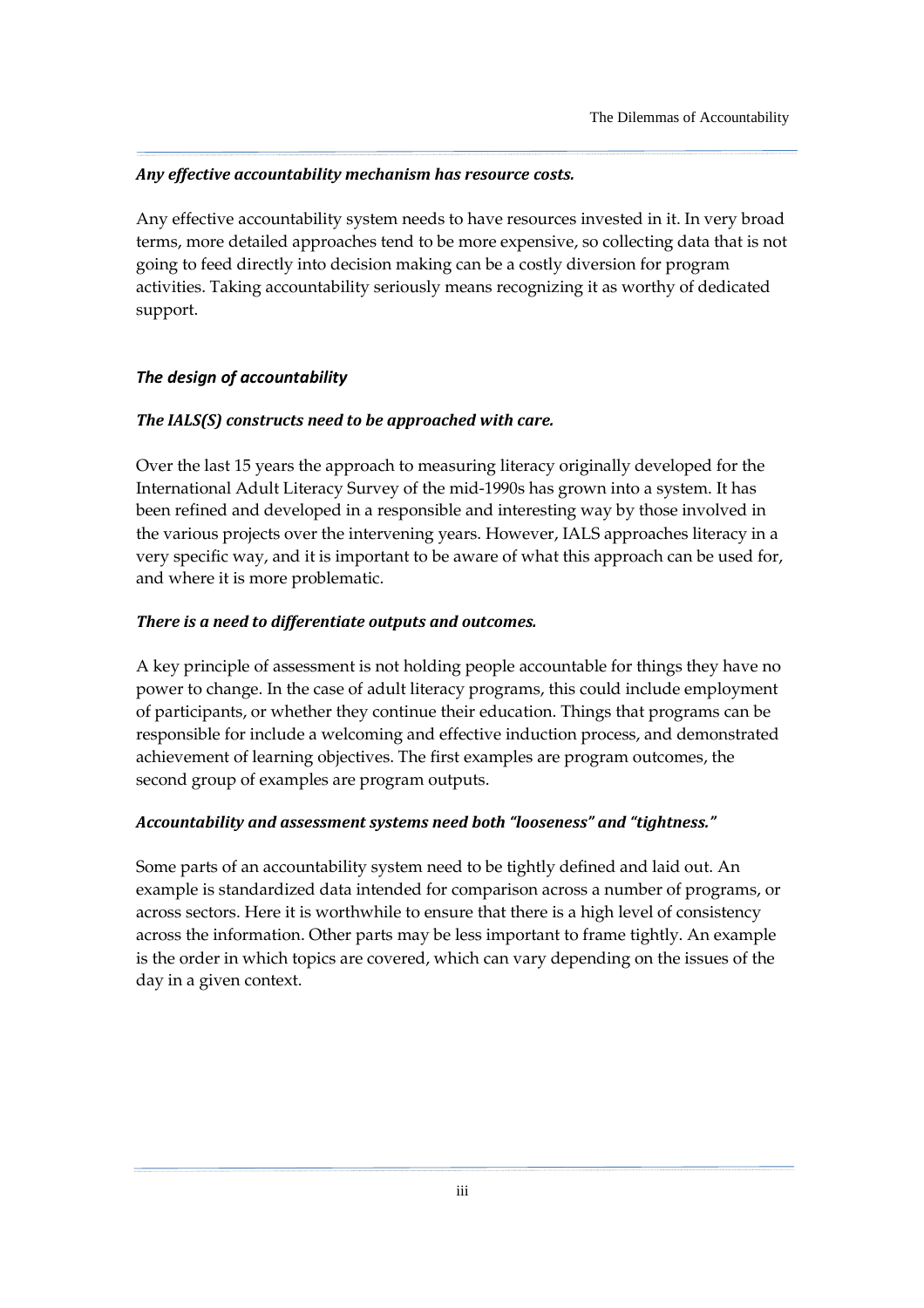***Any effective accountability mechanism has resource costs.***

Any effective accountability system needs to have resources invested in it. In very broad terms, more detailed approaches tend to be more expensive, so collecting data that is not going to feed directly into decision making can be a costly diversion for program activities. Taking accountability seriously means recognizing it as worthy of dedicated support.

## *The design of accountability*

***The IALS(S) constructs need to be approached with care.***

Over the last 15 years the approach to measuring literacy originally developed for the International Adult Literacy Survey of the mid-1990s has grown into a system. It has been refined and developed in a responsible and interesting way by those involved in the various projects over the intervening years. However, IALS approaches literacy in a very specific way, and it is important to be aware of what this approach can be used for, and where it is more problematic.

***There is a need to differentiate outputs and outcomes.***

A key principle of assessment is not holding people accountable for things they have no power to change. In the case of adult literacy programs, this could include employment of participants, or whether they continue their education. Things that programs can be responsible for include a welcoming and effective induction process, and demonstrated achievement of learning objectives. The first examples are program outcomes, the second group of examples are program outputs.

***Accountability and assessment systems need both "looseness" and "tightness."***

Some parts of an accountability system need to be tightly defined and laid out. An example is standardized data intended for comparison across a number of programs, or across sectors. Here it is worthwhile to ensure that there is a high level of consistency across the information. Other parts may be less important to frame tightly. An example is the order in which topics are covered, which can vary depending on the issues of the day in a given context.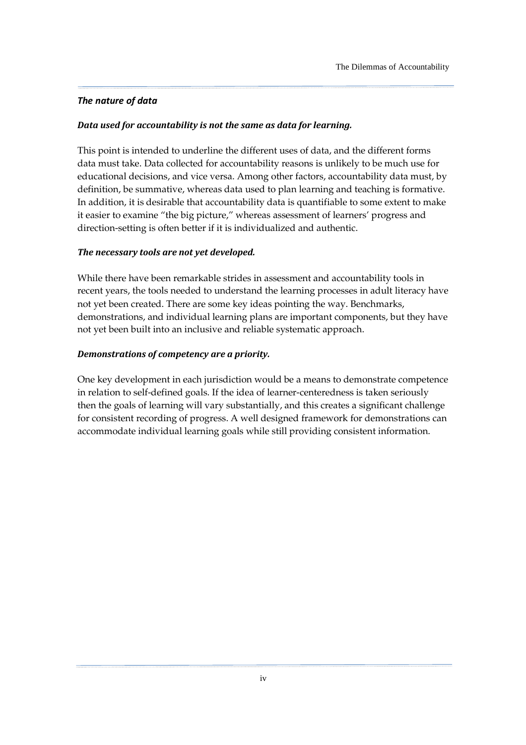### *The nature of data*

***Data used for accountability is not the same as data for learning.***

This point is intended to underline the different uses of data, and the different forms data must take. Data collected for accountability reasons is unlikely to be much use for educational decisions, and vice versa. Among other factors, accountability data must, by definition, be summative, whereas data used to plan learning and teaching is formative. In addition, it is desirable that accountability data is quantifiable to some extent to make it easier to examine "the big picture," whereas assessment of learners' progress and direction-setting is often better if it is individualized and authentic.

***The necessary tools are not yet developed.***

While there have been remarkable strides in assessment and accountability tools in recent years, the tools needed to understand the learning processes in adult literacy have not yet been created. There are some key ideas pointing the way. Benchmarks, demonstrations, and individual learning plans are important components, but they have not yet been built into an inclusive and reliable systematic approach.

***Demonstrations of competency are a priority.***

One key development in each jurisdiction would be a means to demonstrate competence in relation to self-defined goals. If the idea of learner-centeredness is taken seriously then the goals of learning will vary substantially, and this creates a significant challenge for consistent recording of progress. A well designed framework for demonstrations can accommodate individual learning goals while still providing consistent information.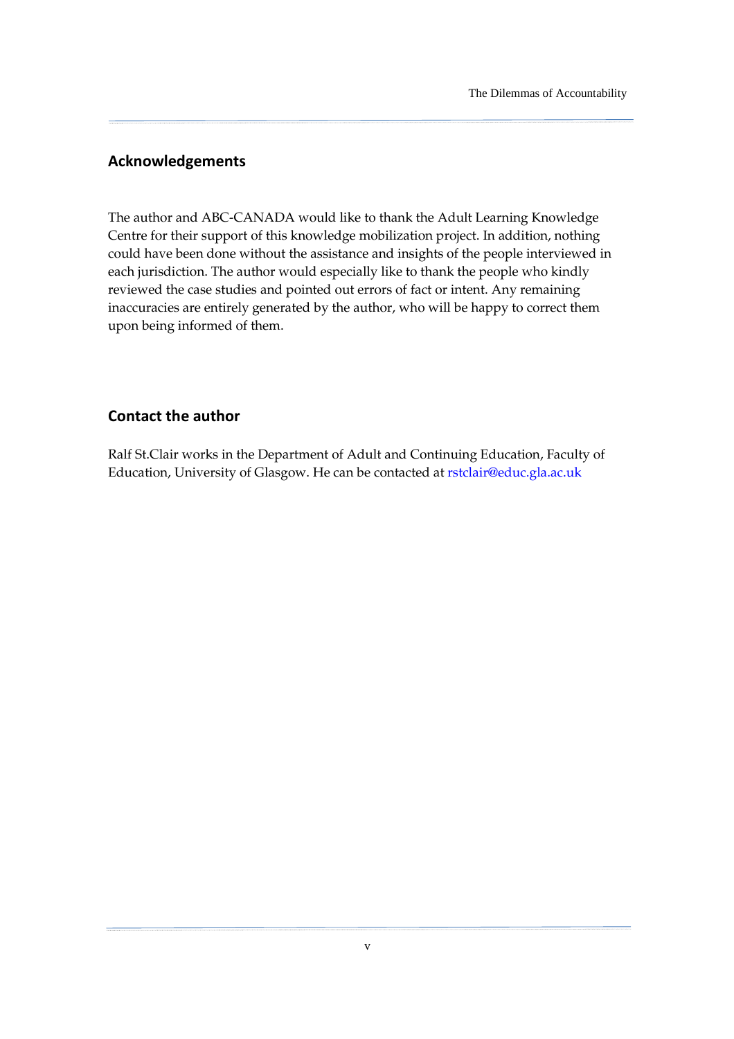## Acknowledgements

The author and ABC-CANADA would like to thank the Adult Learning Knowledge Centre for their support of this knowledge mobilization project. In addition, nothing could have been done without the assistance and insights of the people interviewed in each jurisdiction. The author would especially like to thank the people who kindly reviewed the case studies and pointed out errors of fact or intent. Any remaining inaccuracies are entirely generated by the author, who will be happy to correct them upon being informed of them.

## Contact the author

Ralf St.Clair works in the Department of Adult and Continuing Education, Faculty of Education, University of Glasgow. He can be contacted at rstclair@educ.gla.ac.uk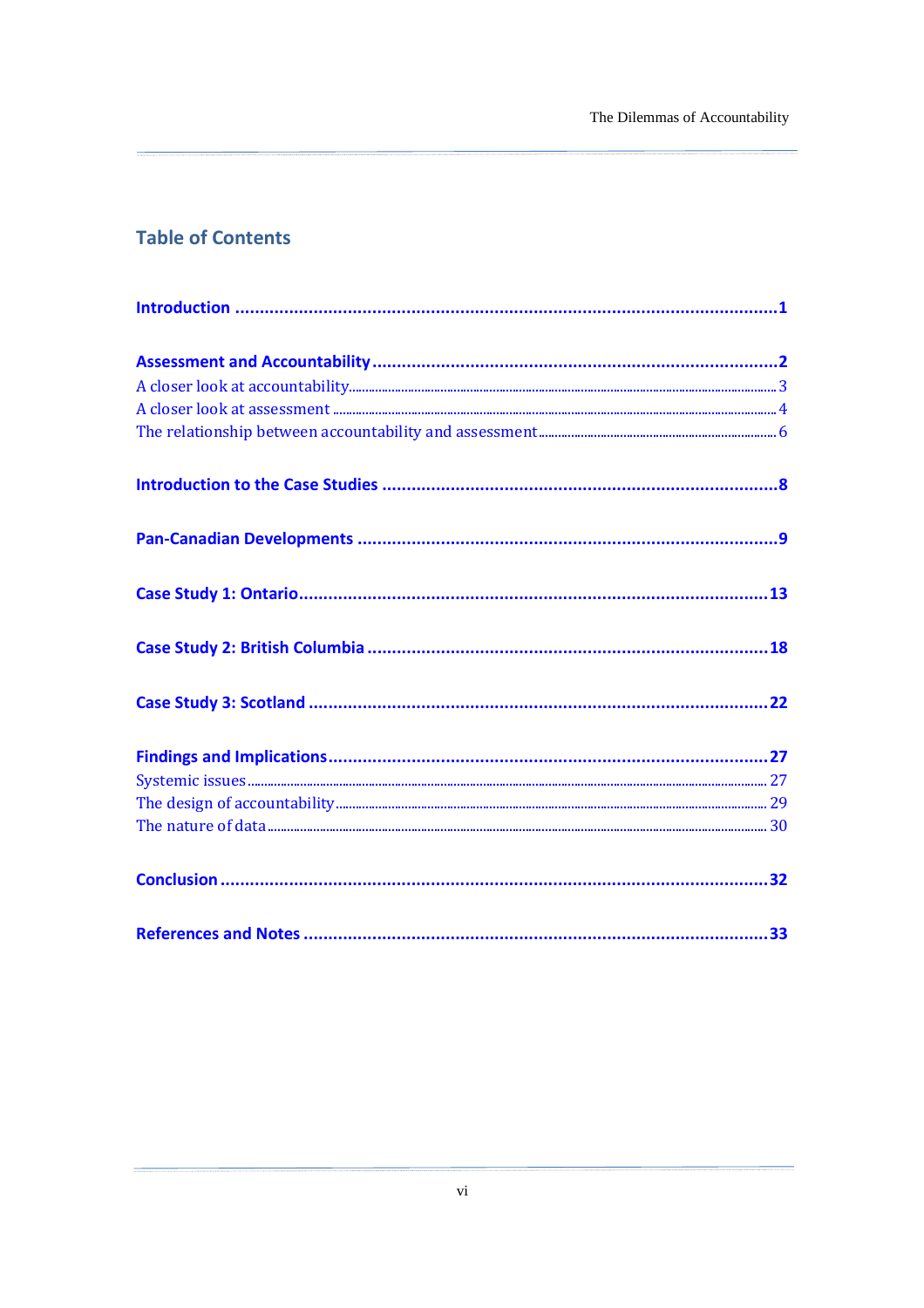## Table of Contents

**Introduction .......... 1**

**Assessment and Accountability .......... 2**

A closer look at accountability .......... 3

A closer look at assessment .......... 4

The relationship between accountability and assessment .......... 6

**Introduction to the Case Studies .......... 8**

**Pan-Canadian Developments .......... 9**

**Case Study 1: Ontario .......... 13**

**Case Study 2: British Columbia .......... 18**

**Case Study 3: Scotland .......... 22**

**Findings and Implications .......... 27**

Systemic issues .......... 27

The design of accountability .......... 29

The nature of data .......... 30

**Conclusion .......... 32**

**References and Notes .......... 33**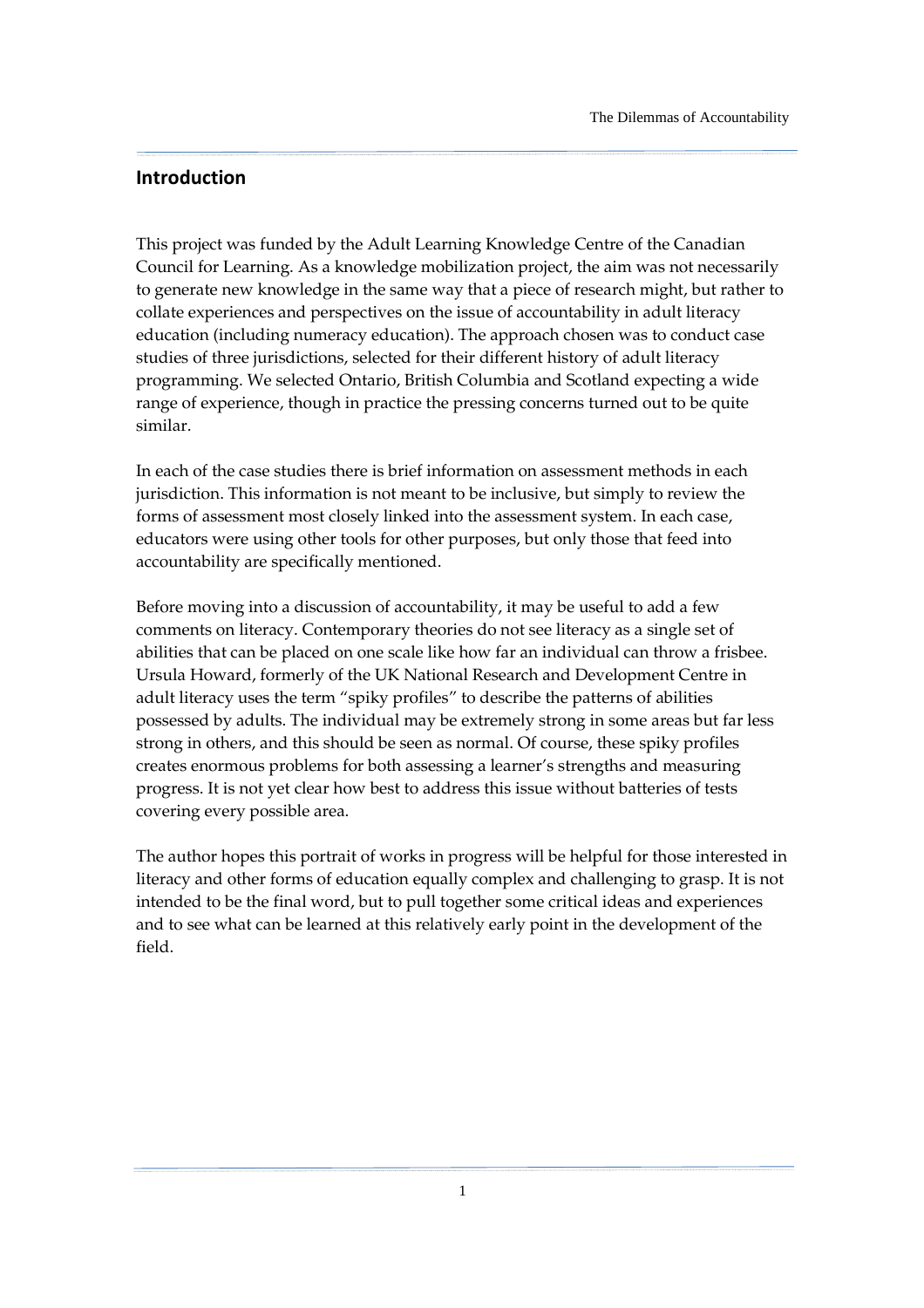## Introduction

This project was funded by the Adult Learning Knowledge Centre of the Canadian Council for Learning. As a knowledge mobilization project, the aim was not necessarily to generate new knowledge in the same way that a piece of research might, but rather to collate experiences and perspectives on the issue of accountability in adult literacy education (including numeracy education). The approach chosen was to conduct case studies of three jurisdictions, selected for their different history of adult literacy programming. We selected Ontario, British Columbia and Scotland expecting a wide range of experience, though in practice the pressing concerns turned out to be quite similar.

In each of the case studies there is brief information on assessment methods in each jurisdiction. This information is not meant to be inclusive, but simply to review the forms of assessment most closely linked into the assessment system. In each case, educators were using other tools for other purposes, but only those that feed into accountability are specifically mentioned.

Before moving into a discussion of accountability, it may be useful to add a few comments on literacy. Contemporary theories do not see literacy as a single set of abilities that can be placed on one scale like how far an individual can throw a frisbee. Ursula Howard, formerly of the UK National Research and Development Centre in adult literacy uses the term "spiky profiles" to describe the patterns of abilities possessed by adults. The individual may be extremely strong in some areas but far less strong in others, and this should be seen as normal. Of course, these spiky profiles creates enormous problems for both assessing a learner's strengths and measuring progress. It is not yet clear how best to address this issue without batteries of tests covering every possible area.

The author hopes this portrait of works in progress will be helpful for those interested in literacy and other forms of education equally complex and challenging to grasp. It is not intended to be the final word, but to pull together some critical ideas and experiences and to see what can be learned at this relatively early point in the development of the field.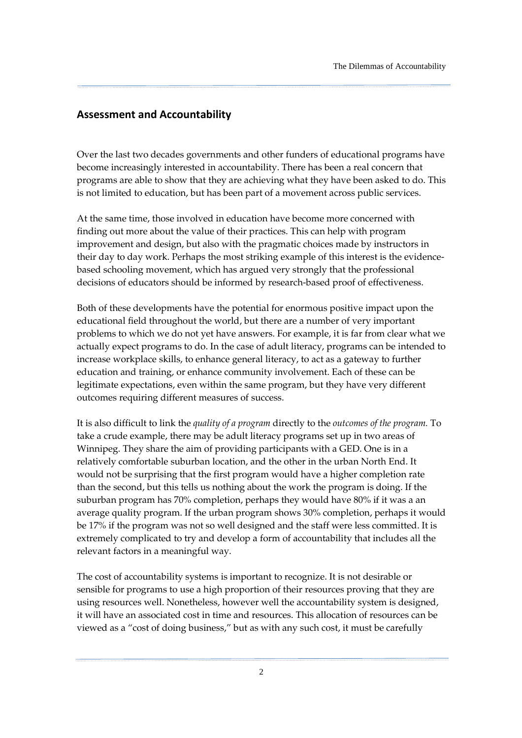## Assessment and Accountability

Over the last two decades governments and other funders of educational programs have become increasingly interested in accountability. There has been a real concern that programs are able to show that they are achieving what they have been asked to do. This is not limited to education, but has been part of a movement across public services.

At the same time, those involved in education have become more concerned with finding out more about the value of their practices. This can help with program improvement and design, but also with the pragmatic choices made by instructors in their day to day work. Perhaps the most striking example of this interest is the evidence-based schooling movement, which has argued very strongly that the professional decisions of educators should be informed by research-based proof of effectiveness.

Both of these developments have the potential for enormous positive impact upon the educational field throughout the world, but there are a number of very important problems to which we do not yet have answers. For example, it is far from clear what we actually expect programs to do. In the case of adult literacy, programs can be intended to increase workplace skills, to enhance general literacy, to act as a gateway to further education and training, or enhance community involvement. Each of these can be legitimate expectations, even within the same program, but they have very different outcomes requiring different measures of success.

It is also difficult to link the *quality of a program* directly to the *outcomes of the program.* To take a crude example, there may be adult literacy programs set up in two areas of Winnipeg. They share the aim of providing participants with a GED. One is in a relatively comfortable suburban location, and the other in the urban North End. It would not be surprising that the first program would have a higher completion rate than the second, but this tells us nothing about the work the program is doing. If the suburban program has 70% completion, perhaps they would have 80% if it was a an average quality program. If the urban program shows 30% completion, perhaps it would be 17% if the program was not so well designed and the staff were less committed. It is extremely complicated to try and develop a form of accountability that includes all the relevant factors in a meaningful way.

The cost of accountability systems is important to recognize. It is not desirable or sensible for programs to use a high proportion of their resources proving that they are using resources well. Nonetheless, however well the accountability system is designed, it will have an associated cost in time and resources. This allocation of resources can be viewed as a "cost of doing business," but as with any such cost, it must be carefully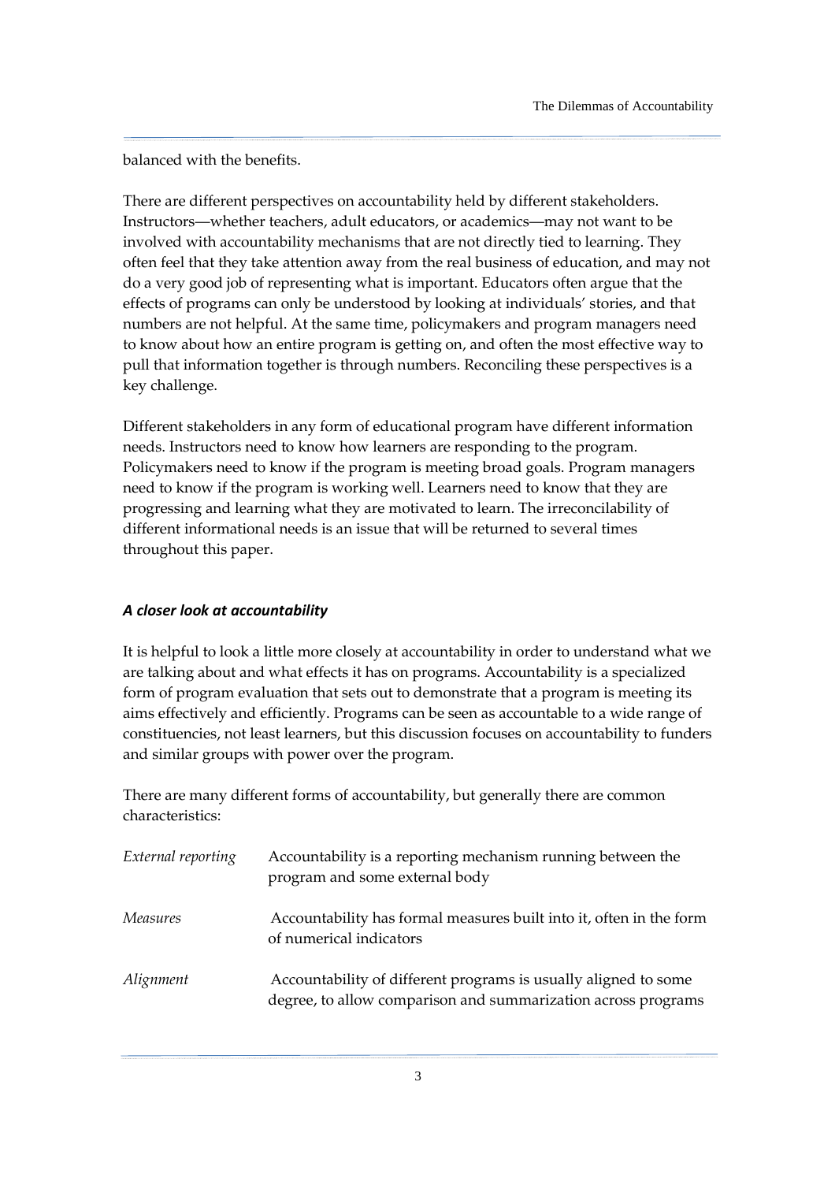balanced with the benefits.

There are different perspectives on accountability held by different stakeholders. Instructors—whether teachers, adult educators, or academics—may not want to be involved with accountability mechanisms that are not directly tied to learning. They often feel that they take attention away from the real business of education, and may not do a very good job of representing what is important. Educators often argue that the effects of programs can only be understood by looking at individuals' stories, and that numbers are not helpful. At the same time, policymakers and program managers need to know about how an entire program is getting on, and often the most effective way to pull that information together is through numbers. Reconciling these perspectives is a key challenge.

Different stakeholders in any form of educational program have different information needs. Instructors need to know how learners are responding to the program. Policymakers need to know if the program is meeting broad goals. Program managers need to know if the program is working well. Learners need to know that they are progressing and learning what they are motivated to learn. The irreconcilability of different informational needs is an issue that will be returned to several times throughout this paper.

### *A closer look at accountability*

It is helpful to look a little more closely at accountability in order to understand what we are talking about and what effects it has on programs. Accountability is a specialized form of program evaluation that sets out to demonstrate that a program is meeting its aims effectively and efficiently. Programs can be seen as accountable to a wide range of constituencies, not least learners, but this discussion focuses on accountability to funders and similar groups with power over the program.

There are many different forms of accountability, but generally there are common characteristics:

| | |
|---|---|
| *External reporting* | Accountability is a reporting mechanism running between the program and some external body |
| *Measures* | Accountability has formal measures built into it, often in the form of numerical indicators |
| *Alignment* | Accountability of different programs is usually aligned to some degree, to allow comparison and summarization across programs |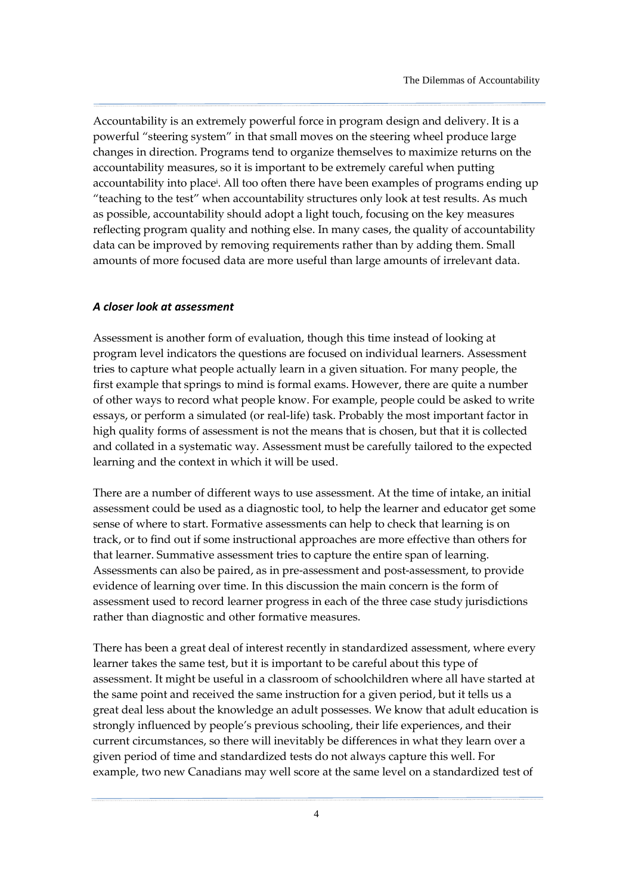Accountability is an extremely powerful force in program design and delivery. It is a powerful "steering system" in that small moves on the steering wheel produce large changes in direction. Programs tend to organize themselves to maximize returns on the accountability measures, so it is important to be extremely careful when putting accountability into place[i]. All too often there have been examples of programs ending up "teaching to the test" when accountability structures only look at test results. As much as possible, accountability should adopt a light touch, focusing on the key measures reflecting program quality and nothing else. In many cases, the quality of accountability data can be improved by removing requirements rather than by adding them. Small amounts of more focused data are more useful than large amounts of irrelevant data.

### *A closer look at assessment*

Assessment is another form of evaluation, though this time instead of looking at program level indicators the questions are focused on individual learners. Assessment tries to capture what people actually learn in a given situation. For many people, the first example that springs to mind is formal exams. However, there are quite a number of other ways to record what people know. For example, people could be asked to write essays, or perform a simulated (or real-life) task. Probably the most important factor in high quality forms of assessment is not the means that is chosen, but that it is collected and collated in a systematic way. Assessment must be carefully tailored to the expected learning and the context in which it will be used.

There are a number of different ways to use assessment. At the time of intake, an initial assessment could be used as a diagnostic tool, to help the learner and educator get some sense of where to start. Formative assessments can help to check that learning is on track, or to find out if some instructional approaches are more effective than others for that learner. Summative assessment tries to capture the entire span of learning. Assessments can also be paired, as in pre-assessment and post-assessment, to provide evidence of learning over time. In this discussion the main concern is the form of assessment used to record learner progress in each of the three case study jurisdictions rather than diagnostic and other formative measures.

There has been a great deal of interest recently in standardized assessment, where every learner takes the same test, but it is important to be careful about this type of assessment. It might be useful in a classroom of schoolchildren where all have started at the same point and received the same instruction for a given period, but it tells us a great deal less about the knowledge an adult possesses. We know that adult education is strongly influenced by people's previous schooling, their life experiences, and their current circumstances, so there will inevitably be differences in what they learn over a given period of time and standardized tests do not always capture this well. For example, two new Canadians may well score at the same level on a standardized test of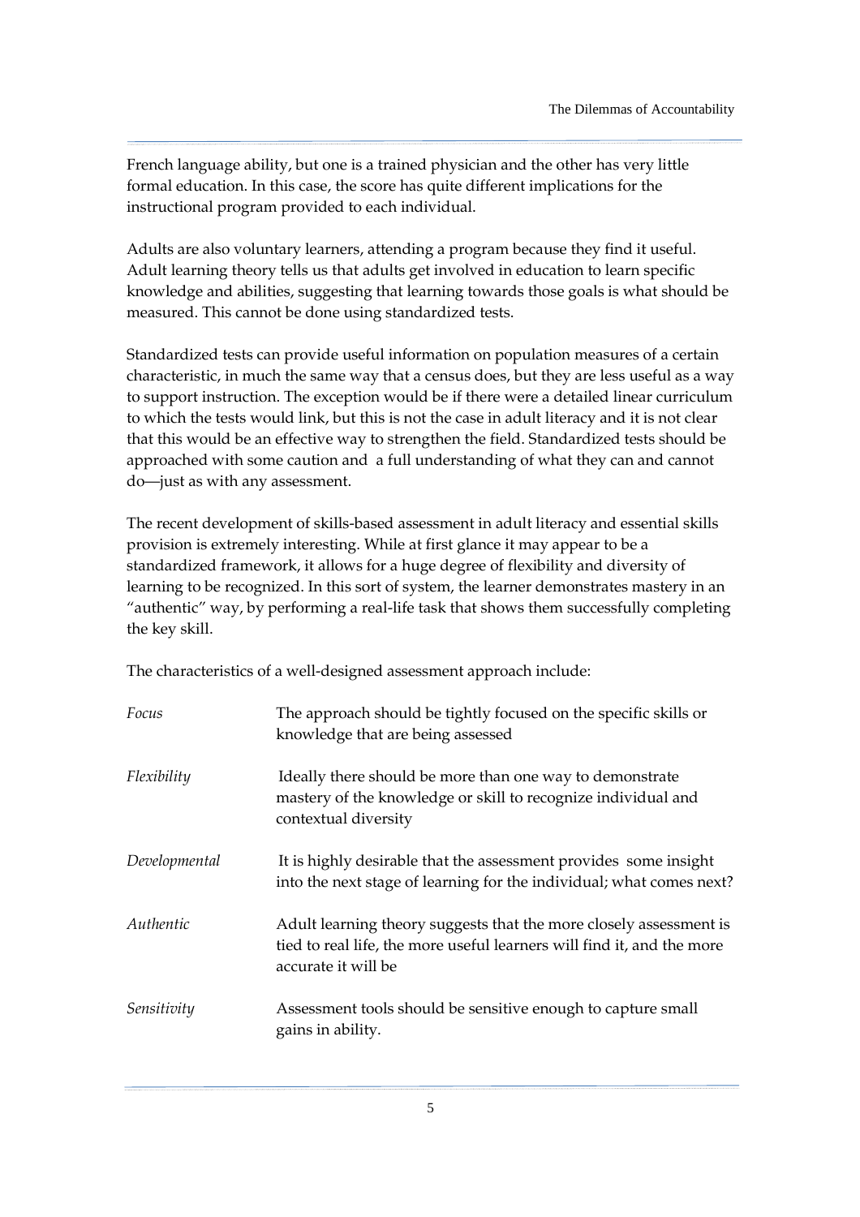French language ability, but one is a trained physician and the other has very little formal education. In this case, the score has quite different implications for the instructional program provided to each individual.

Adults are also voluntary learners, attending a program because they find it useful. Adult learning theory tells us that adults get involved in education to learn specific knowledge and abilities, suggesting that learning towards those goals is what should be measured. This cannot be done using standardized tests.

Standardized tests can provide useful information on population measures of a certain characteristic, in much the same way that a census does, but they are less useful as a way to support instruction. The exception would be if there were a detailed linear curriculum to which the tests would link, but this is not the case in adult literacy and it is not clear that this would be an effective way to strengthen the field. Standardized tests should be approached with some caution and a full understanding of what they can and cannot do—just as with any assessment.

The recent development of skills-based assessment in adult literacy and essential skills provision is extremely interesting. While at first glance it may appear to be a standardized framework, it allows for a huge degree of flexibility and diversity of learning to be recognized. In this sort of system, the learner demonstrates mastery in an "authentic" way, by performing a real-life task that shows them successfully completing the key skill.

The characteristics of a well-designed assessment approach include:

| | |
|---|---|
| *Focus* | The approach should be tightly focused on the specific skills or knowledge that are being assessed |
| *Flexibility* | Ideally there should be more than one way to demonstrate mastery of the knowledge or skill to recognize individual and contextual diversity |
| *Developmental* | It is highly desirable that the assessment provides some insight into the next stage of learning for the individual; what comes next? |
| *Authentic* | Adult learning theory suggests that the more closely assessment is tied to real life, the more useful learners will find it, and the more accurate it will be |
| *Sensitivity* | Assessment tools should be sensitive enough to capture small gains in ability. |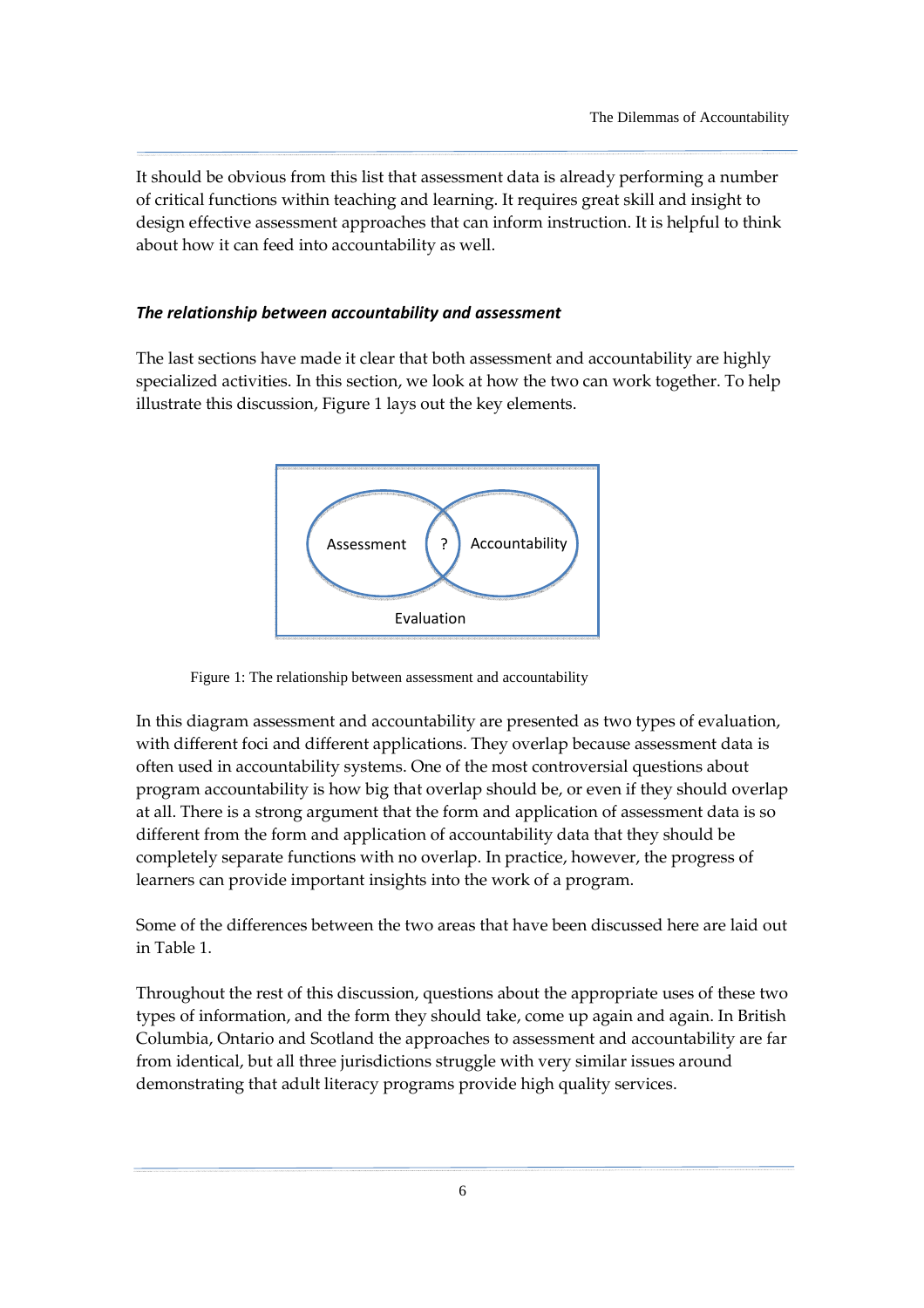It should be obvious from this list that assessment data is already performing a number of critical functions within teaching and learning. It requires great skill and insight to design effective assessment approaches that can inform instruction. It is helpful to think about how it can feed into accountability as well.

### *The relationship between accountability and assessment*

The last sections have made it clear that both assessment and accountability are highly specialized activities. In this section, we look at how the two can work together. To help illustrate this discussion, Figure 1 lays out the key elements.

Assessment ? Accountability

Evaluation

Figure 1: The relationship between assessment and accountability

In this diagram assessment and accountability are presented as two types of evaluation, with different foci and different applications. They overlap because assessment data is often used in accountability systems. One of the most controversial questions about program accountability is how big that overlap should be, or even if they should overlap at all. There is a strong argument that the form and application of assessment data is so different from the form and application of accountability data that they should be completely separate functions with no overlap. In practice, however, the progress of learners can provide important insights into the work of a program.

Some of the differences between the two areas that have been discussed here are laid out in Table 1.

Throughout the rest of this discussion, questions about the appropriate uses of these two types of information, and the form they should take, come up again and again. In British Columbia, Ontario and Scotland the approaches to assessment and accountability are far from identical, but all three jurisdictions struggle with very similar issues around demonstrating that adult literacy programs provide high quality services.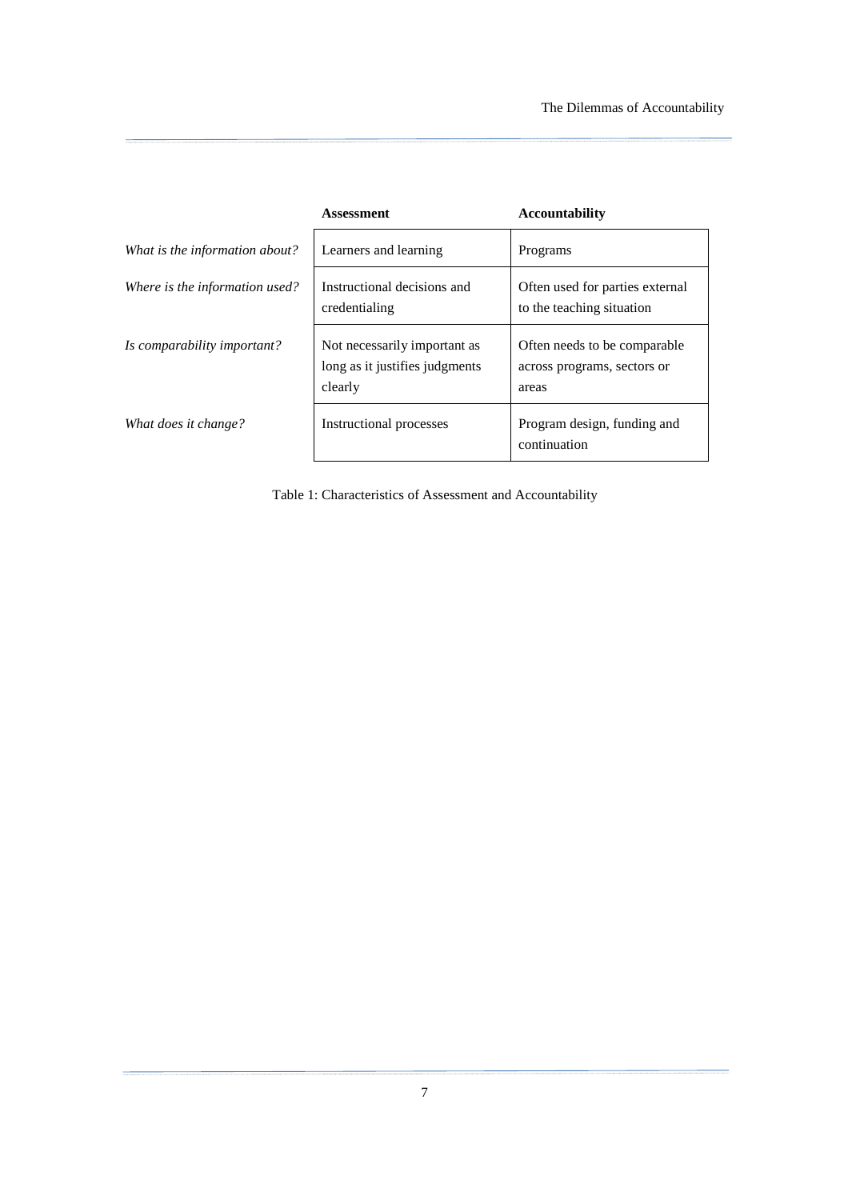| | **Assessment** | **Accountability** |
|---|---|---|
| *What is the information about?* | Learners and learning | Programs |
| *Where is the information used?* | Instructional decisions and credentialing | Often used for parties external to the teaching situation |
| *Is comparability important?* | Not necessarily important as long as it justifies judgments clearly | Often needs to be comparable across programs, sectors or areas |
| *What does it change?* | Instructional processes | Program design, funding and continuation |

Table 1: Characteristics of Assessment and Accountability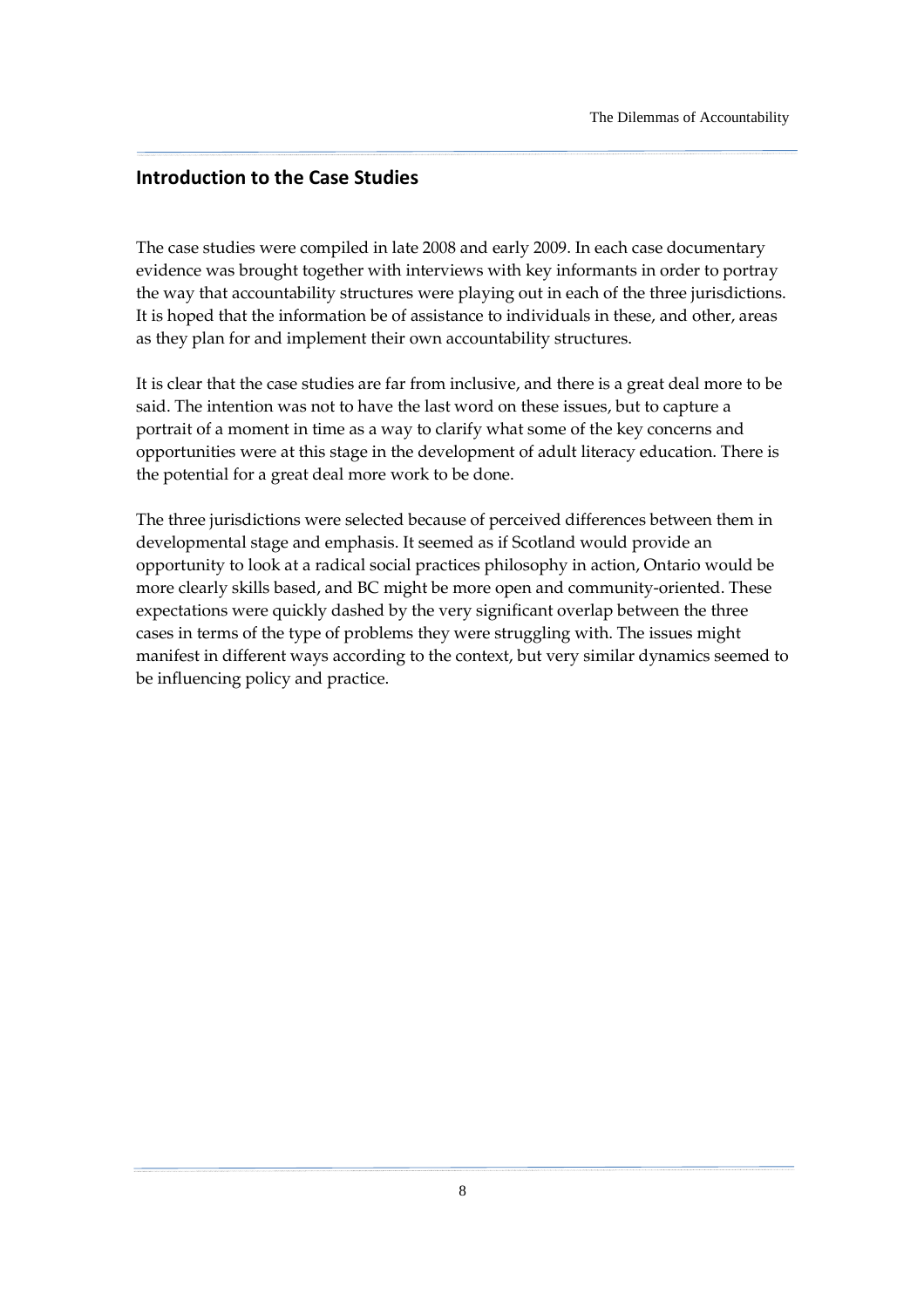## Introduction to the Case Studies

The case studies were compiled in late 2008 and early 2009. In each case documentary evidence was brought together with interviews with key informants in order to portray the way that accountability structures were playing out in each of the three jurisdictions. It is hoped that the information be of assistance to individuals in these, and other, areas as they plan for and implement their own accountability structures.

It is clear that the case studies are far from inclusive, and there is a great deal more to be said. The intention was not to have the last word on these issues, but to capture a portrait of a moment in time as a way to clarify what some of the key concerns and opportunities were at this stage in the development of adult literacy education. There is the potential for a great deal more work to be done.

The three jurisdictions were selected because of perceived differences between them in developmental stage and emphasis. It seemed as if Scotland would provide an opportunity to look at a radical social practices philosophy in action, Ontario would be more clearly skills based, and BC might be more open and community-oriented. These expectations were quickly dashed by the very significant overlap between the three cases in terms of the type of problems they were struggling with. The issues might manifest in different ways according to the context, but very similar dynamics seemed to be influencing policy and practice.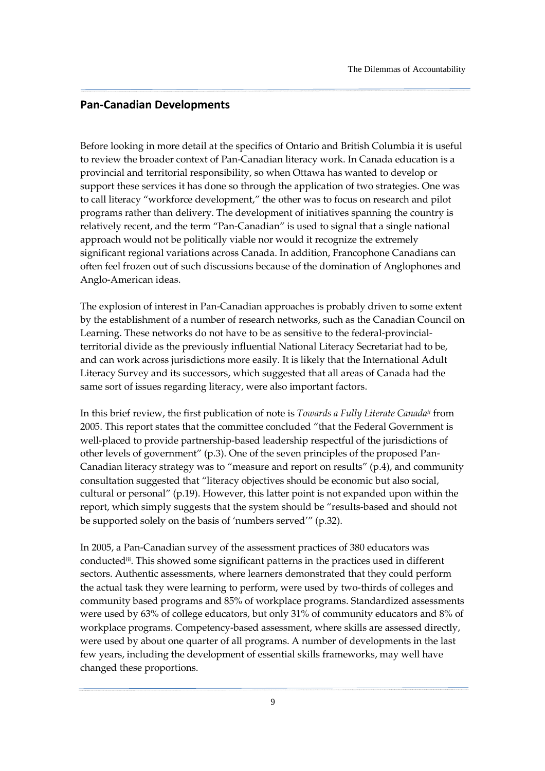## Pan-Canadian Developments

Before looking in more detail at the specifics of Ontario and British Columbia it is useful to review the broader context of Pan-Canadian literacy work. In Canada education is a provincial and territorial responsibility, so when Ottawa has wanted to develop or support these services it has done so through the application of two strategies. One was to call literacy "workforce development," the other was to focus on research and pilot programs rather than delivery. The development of initiatives spanning the country is relatively recent, and the term "Pan-Canadian" is used to signal that a single national approach would not be politically viable nor would it recognize the extremely significant regional variations across Canada. In addition, Francophone Canadians can often feel frozen out of such discussions because of the domination of Anglophones and Anglo-American ideas.

The explosion of interest in Pan-Canadian approaches is probably driven to some extent by the establishment of a number of research networks, such as the Canadian Council on Learning. These networks do not have to be as sensitive to the federal-provincial-territorial divide as the previously influential National Literacy Secretariat had to be, and can work across jurisdictions more easily. It is likely that the International Adult Literacy Survey and its successors, which suggested that all areas of Canada had the same sort of issues regarding literacy, were also important factors.

In this brief review, the first publication of note is *Towards a Fully Literate Canada*[ii] from 2005. This report states that the committee concluded "that the Federal Government is well-placed to provide partnership-based leadership respectful of the jurisdictions of other levels of government" (p.3). One of the seven principles of the proposed Pan-Canadian literacy strategy was to "measure and report on results" (p.4), and community consultation suggested that "literacy objectives should be economic but also social, cultural or personal" (p.19). However, this latter point is not expanded upon within the report, which simply suggests that the system should be "results-based and should not be supported solely on the basis of 'numbers served'" (p.32).

In 2005, a Pan-Canadian survey of the assessment practices of 380 educators was conducted[iii]. This showed some significant patterns in the practices used in different sectors. Authentic assessments, where learners demonstrated that they could perform the actual task they were learning to perform, were used by two-thirds of colleges and community based programs and 85% of workplace programs. Standardized assessments were used by 63% of college educators, but only 31% of community educators and 8% of workplace programs. Competency-based assessment, where skills are assessed directly, were used by about one quarter of all programs. A number of developments in the last few years, including the development of essential skills frameworks, may well have changed these proportions.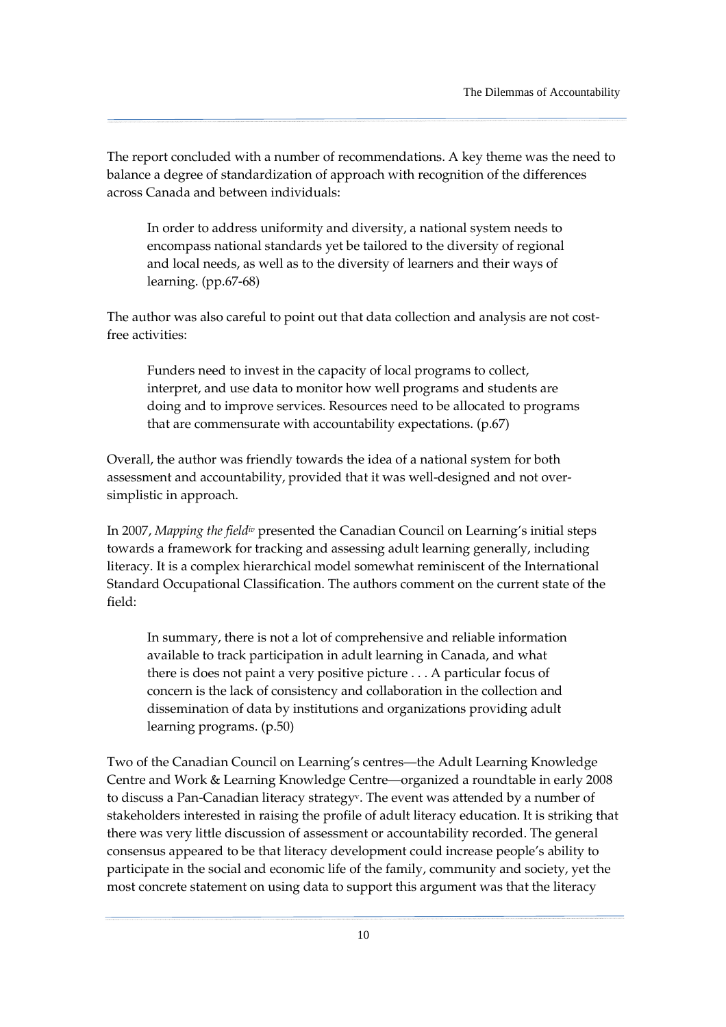The report concluded with a number of recommendations. A key theme was the need to balance a degree of standardization of approach with recognition of the differences across Canada and between individuals:

> In order to address uniformity and diversity, a national system needs to encompass national standards yet be tailored to the diversity of regional and local needs, as well as to the diversity of learners and their ways of learning. (pp.67-68)

The author was also careful to point out that data collection and analysis are not cost-free activities:

> Funders need to invest in the capacity of local programs to collect, interpret, and use data to monitor how well programs and students are doing and to improve services. Resources need to be allocated to programs that are commensurate with accountability expectations. (p.67)

Overall, the author was friendly towards the idea of a national system for both assessment and accountability, provided that it was well-designed and not over-simplistic in approach.

In 2007, *Mapping the field*[iv] presented the Canadian Council on Learning's initial steps towards a framework for tracking and assessing adult learning generally, including literacy. It is a complex hierarchical model somewhat reminiscent of the International Standard Occupational Classification. The authors comment on the current state of the field:

> In summary, there is not a lot of comprehensive and reliable information available to track participation in adult learning in Canada, and what there is does not paint a very positive picture . . . A particular focus of concern is the lack of consistency and collaboration in the collection and dissemination of data by institutions and organizations providing adult learning programs. (p.50)

Two of the Canadian Council on Learning's centres—the Adult Learning Knowledge Centre and Work & Learning Knowledge Centre—organized a roundtable in early 2008 to discuss a Pan-Canadian literacy strategy[v]. The event was attended by a number of stakeholders interested in raising the profile of adult literacy education. It is striking that there was very little discussion of assessment or accountability recorded. The general consensus appeared to be that literacy development could increase people's ability to participate in the social and economic life of the family, community and society, yet the most concrete statement on using data to support this argument was that the literacy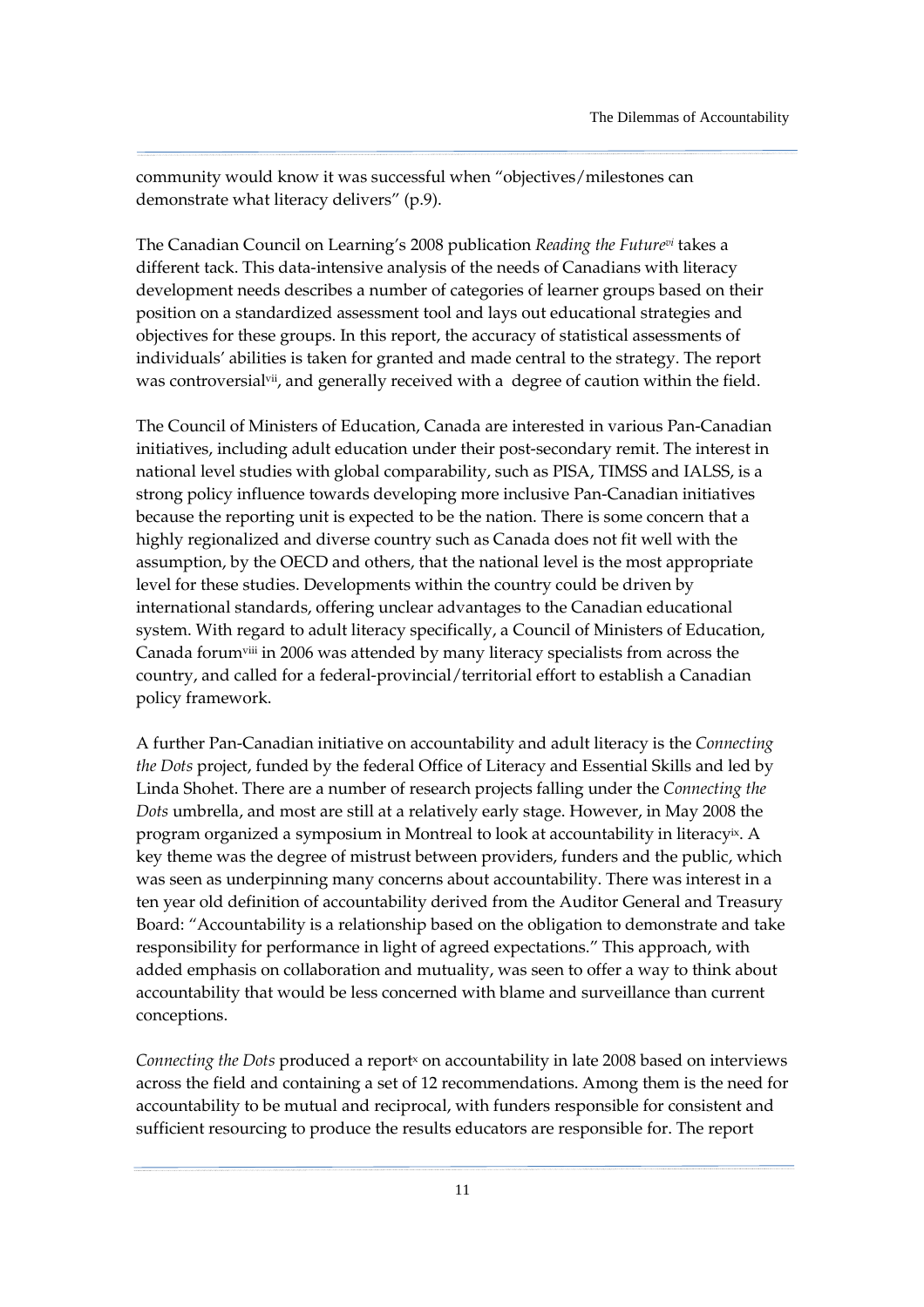community would know it was successful when "objectives/milestones can demonstrate what literacy delivers" (p.9).

The Canadian Council on Learning's 2008 publication *Reading the Future*[vi] takes a different tack. This data-intensive analysis of the needs of Canadians with literacy development needs describes a number of categories of learner groups based on their position on a standardized assessment tool and lays out educational strategies and objectives for these groups. In this report, the accuracy of statistical assessments of individuals' abilities is taken for granted and made central to the strategy. The report was controversial[vii], and generally received with a degree of caution within the field.

The Council of Ministers of Education, Canada are interested in various Pan-Canadian initiatives, including adult education under their post-secondary remit. The interest in national level studies with global comparability, such as PISA, TIMSS and IALSS, is a strong policy influence towards developing more inclusive Pan-Canadian initiatives because the reporting unit is expected to be the nation. There is some concern that a highly regionalized and diverse country such as Canada does not fit well with the assumption, by the OECD and others, that the national level is the most appropriate level for these studies. Developments within the country could be driven by international standards, offering unclear advantages to the Canadian educational system. With regard to adult literacy specifically, a Council of Ministers of Education, Canada forum[viii] in 2006 was attended by many literacy specialists from across the country, and called for a federal-provincial/territorial effort to establish a Canadian policy framework.

A further Pan-Canadian initiative on accountability and adult literacy is the *Connecting the Dots* project, funded by the federal Office of Literacy and Essential Skills and led by Linda Shohet. There are a number of research projects falling under the *Connecting the Dots* umbrella, and most are still at a relatively early stage. However, in May 2008 the program organized a symposium in Montreal to look at accountability in literacy[ix]. A key theme was the degree of mistrust between providers, funders and the public, which was seen as underpinning many concerns about accountability. There was interest in a ten year old definition of accountability derived from the Auditor General and Treasury Board: "Accountability is a relationship based on the obligation to demonstrate and take responsibility for performance in light of agreed expectations." This approach, with added emphasis on collaboration and mutuality, was seen to offer a way to think about accountability that would be less concerned with blame and surveillance than current conceptions.

*Connecting the Dots* produced a report[x] on accountability in late 2008 based on interviews across the field and containing a set of 12 recommendations. Among them is the need for accountability to be mutual and reciprocal, with funders responsible for consistent and sufficient resourcing to produce the results educators are responsible for. The report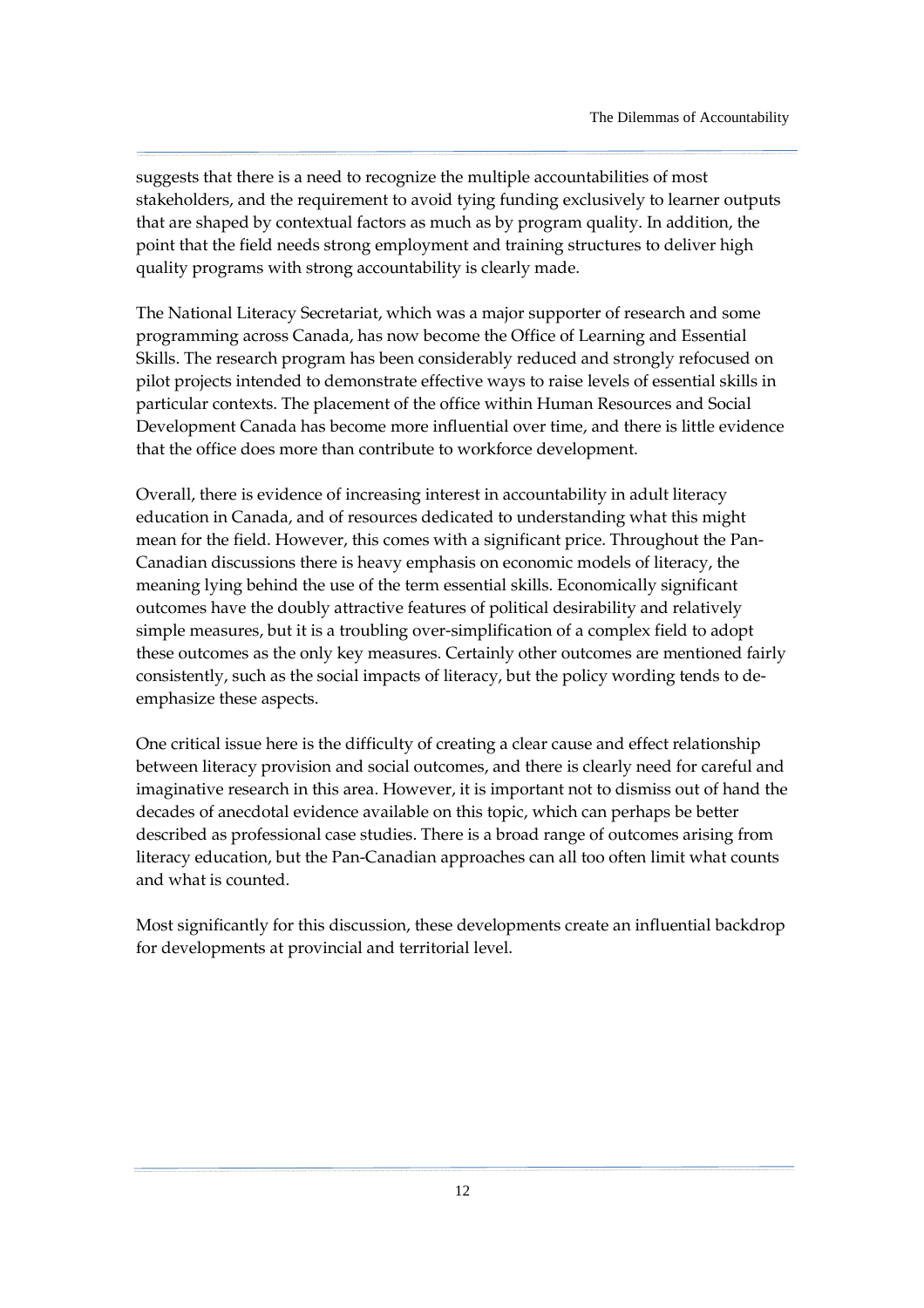suggests that there is a need to recognize the multiple accountabilities of most stakeholders, and the requirement to avoid tying funding exclusively to learner outputs that are shaped by contextual factors as much as by program quality. In addition, the point that the field needs strong employment and training structures to deliver high quality programs with strong accountability is clearly made.

The National Literacy Secretariat, which was a major supporter of research and some programming across Canada, has now become the Office of Learning and Essential Skills. The research program has been considerably reduced and strongly refocused on pilot projects intended to demonstrate effective ways to raise levels of essential skills in particular contexts. The placement of the office within Human Resources and Social Development Canada has become more influential over time, and there is little evidence that the office does more than contribute to workforce development.

Overall, there is evidence of increasing interest in accountability in adult literacy education in Canada, and of resources dedicated to understanding what this might mean for the field. However, this comes with a significant price. Throughout the Pan-Canadian discussions there is heavy emphasis on economic models of literacy, the meaning lying behind the use of the term essential skills. Economically significant outcomes have the doubly attractive features of political desirability and relatively simple measures, but it is a troubling over-simplification of a complex field to adopt these outcomes as the only key measures. Certainly other outcomes are mentioned fairly consistently, such as the social impacts of literacy, but the policy wording tends to de-emphasize these aspects.

One critical issue here is the difficulty of creating a clear cause and effect relationship between literacy provision and social outcomes, and there is clearly need for careful and imaginative research in this area. However, it is important not to dismiss out of hand the decades of anecdotal evidence available on this topic, which can perhaps be better described as professional case studies. There is a broad range of outcomes arising from literacy education, but the Pan-Canadian approaches can all too often limit what counts and what is counted.

Most significantly for this discussion, these developments create an influential backdrop for developments at provincial and territorial level.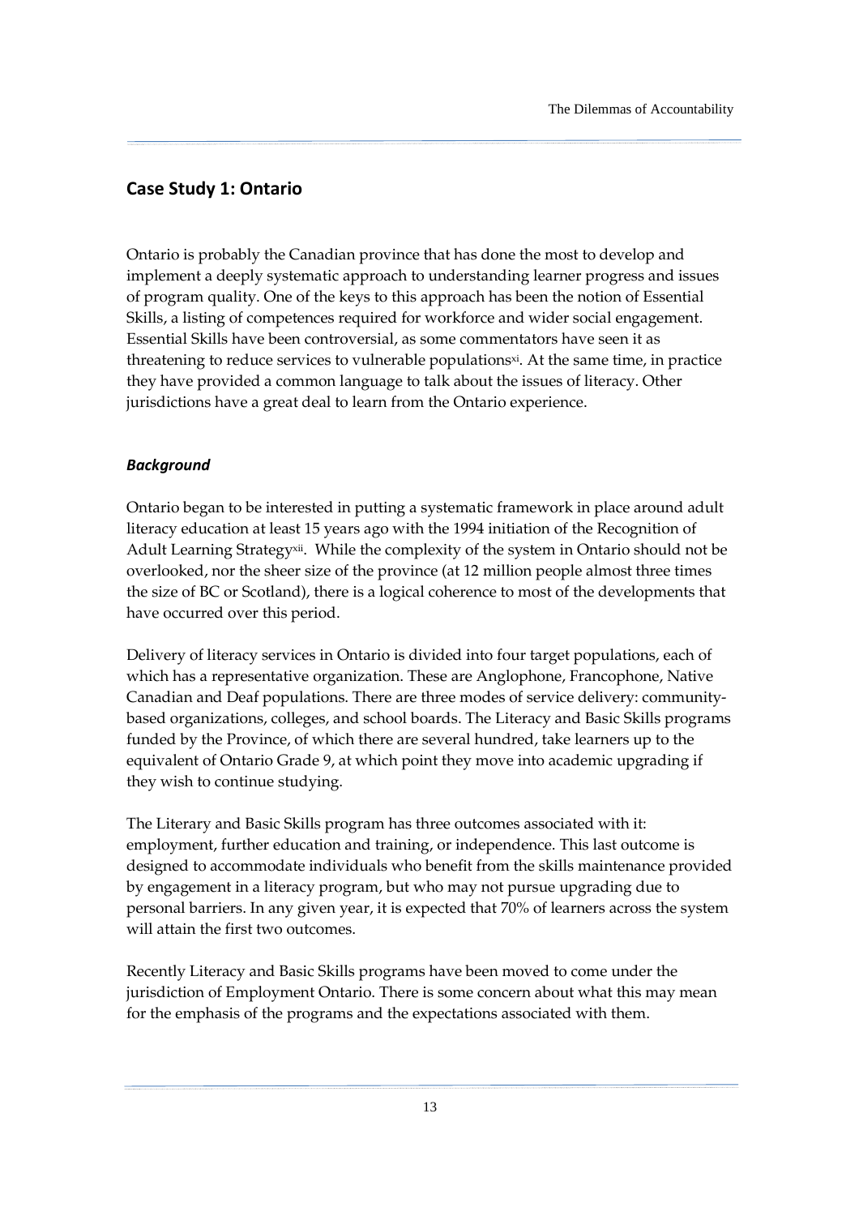## Case Study 1: Ontario

Ontario is probably the Canadian province that has done the most to develop and implement a deeply systematic approach to understanding learner progress and issues of program quality. One of the keys to this approach has been the notion of Essential Skills, a listing of competences required for workforce and wider social engagement. Essential Skills have been controversial, as some commentators have seen it as threatening to reduce services to vulnerable populations[xi]. At the same time, in practice they have provided a common language to talk about the issues of literacy. Other jurisdictions have a great deal to learn from the Ontario experience.

### *Background*

Ontario began to be interested in putting a systematic framework in place around adult literacy education at least 15 years ago with the 1994 initiation of the Recognition of Adult Learning Strategy[xii]. While the complexity of the system in Ontario should not be overlooked, nor the sheer size of the province (at 12 million people almost three times the size of BC or Scotland), there is a logical coherence to most of the developments that have occurred over this period.

Delivery of literacy services in Ontario is divided into four target populations, each of which has a representative organization. These are Anglophone, Francophone, Native Canadian and Deaf populations. There are three modes of service delivery: community-based organizations, colleges, and school boards. The Literacy and Basic Skills programs funded by the Province, of which there are several hundred, take learners up to the equivalent of Ontario Grade 9, at which point they move into academic upgrading if they wish to continue studying.

The Literary and Basic Skills program has three outcomes associated with it: employment, further education and training, or independence. This last outcome is designed to accommodate individuals who benefit from the skills maintenance provided by engagement in a literacy program, but who may not pursue upgrading due to personal barriers. In any given year, it is expected that 70% of learners across the system will attain the first two outcomes.

Recently Literacy and Basic Skills programs have been moved to come under the jurisdiction of Employment Ontario. There is some concern about what this may mean for the emphasis of the programs and the expectations associated with them.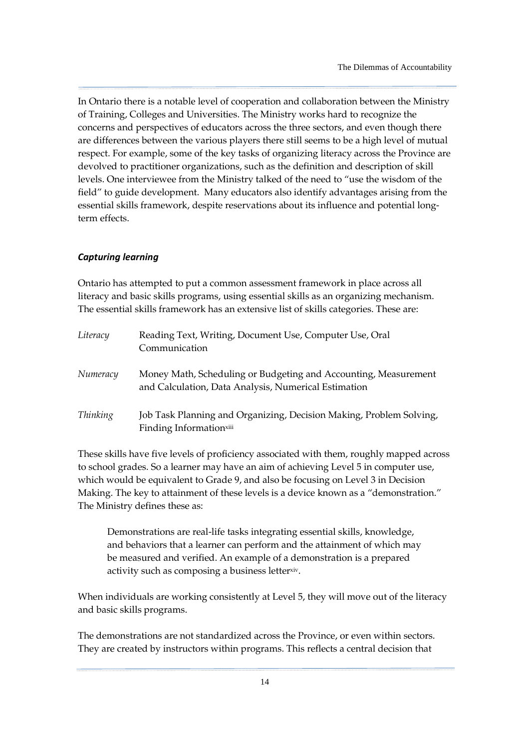In Ontario there is a notable level of cooperation and collaboration between the Ministry of Training, Colleges and Universities. The Ministry works hard to recognize the concerns and perspectives of educators across the three sectors, and even though there are differences between the various players there still seems to be a high level of mutual respect. For example, some of the key tasks of organizing literacy across the Province are devolved to practitioner organizations, such as the definition and description of skill levels. One interviewee from the Ministry talked of the need to "use the wisdom of the field" to guide development. Many educators also identify advantages arising from the essential skills framework, despite reservations about its influence and potential long-term effects.

### *Capturing learning*

Ontario has attempted to put a common assessment framework in place across all literacy and basic skills programs, using essential skills as an organizing mechanism. The essential skills framework has an extensive list of skills categories. These are:

| | |
|---|---|
| *Literacy* | Reading Text, Writing, Document Use, Computer Use, Oral Communication |
| *Numeracy* | Money Math, Scheduling or Budgeting and Accounting, Measurement and Calculation, Data Analysis, Numerical Estimation |
| *Thinking* | Job Task Planning and Organizing, Decision Making, Problem Solving, Finding Information[xiii] |

These skills have five levels of proficiency associated with them, roughly mapped across to school grades. So a learner may have an aim of achieving Level 5 in computer use, which would be equivalent to Grade 9, and also be focusing on Level 3 in Decision Making. The key to attainment of these levels is a device known as a "demonstration." The Ministry defines these as:

> Demonstrations are real-life tasks integrating essential skills, knowledge, and behaviors that a learner can perform and the attainment of which may be measured and verified. An example of a demonstration is a prepared activity such as composing a business letter[xiv].

When individuals are working consistently at Level 5, they will move out of the literacy and basic skills programs.

The demonstrations are not standardized across the Province, or even within sectors. They are created by instructors within programs. This reflects a central decision that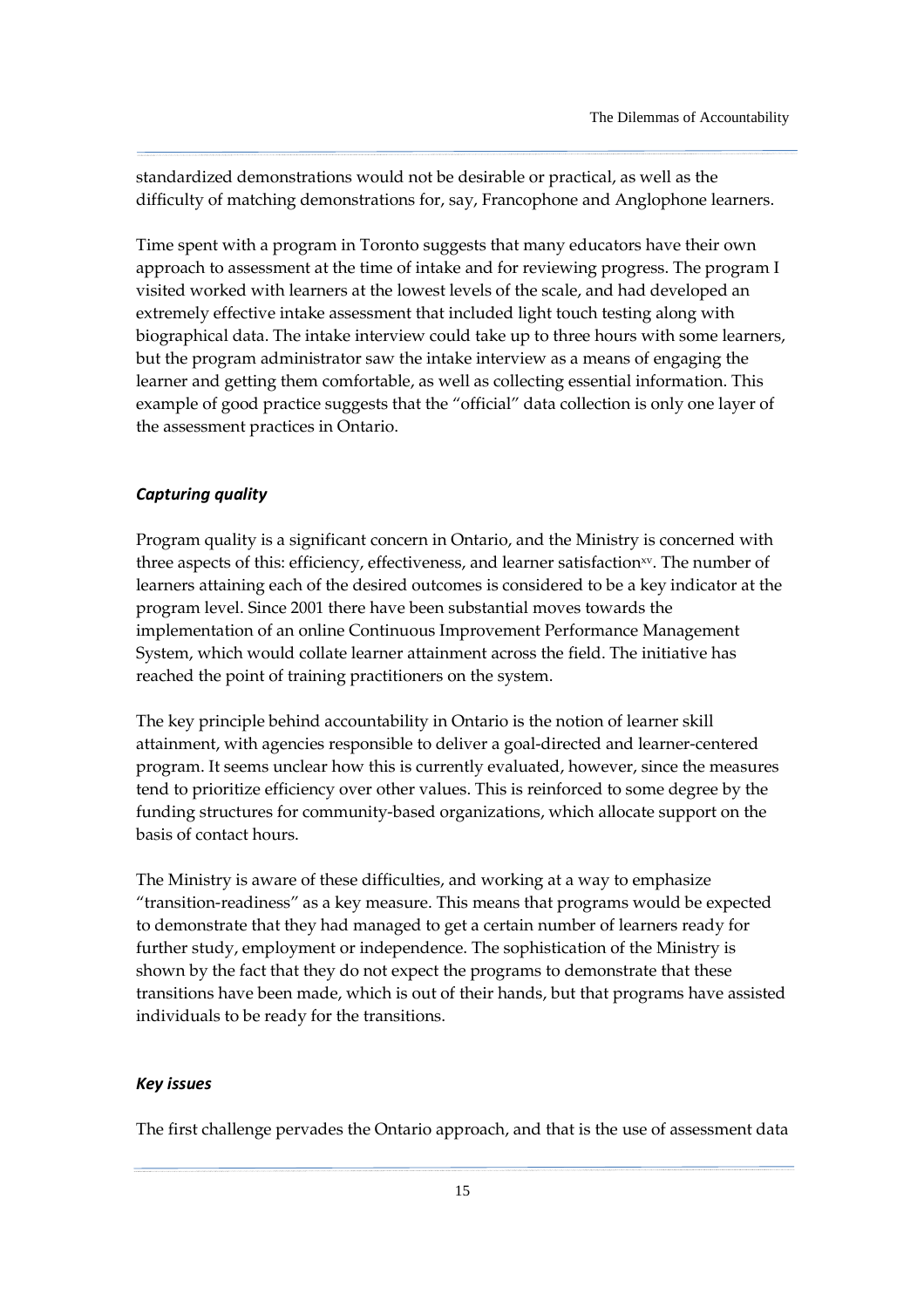standardized demonstrations would not be desirable or practical, as well as the difficulty of matching demonstrations for, say, Francophone and Anglophone learners.

Time spent with a program in Toronto suggests that many educators have their own approach to assessment at the time of intake and for reviewing progress. The program I visited worked with learners at the lowest levels of the scale, and had developed an extremely effective intake assessment that included light touch testing along with biographical data. The intake interview could take up to three hours with some learners, but the program administrator saw the intake interview as a means of engaging the learner and getting them comfortable, as well as collecting essential information. This example of good practice suggests that the "official" data collection is only one layer of the assessment practices in Ontario.

### *Capturing quality*

Program quality is a significant concern in Ontario, and the Ministry is concerned with three aspects of this: efficiency, effectiveness, and learner satisfaction[xv]. The number of learners attaining each of the desired outcomes is considered to be a key indicator at the program level. Since 2001 there have been substantial moves towards the implementation of an online Continuous Improvement Performance Management System, which would collate learner attainment across the field. The initiative has reached the point of training practitioners on the system.

The key principle behind accountability in Ontario is the notion of learner skill attainment, with agencies responsible to deliver a goal-directed and learner-centered program. It seems unclear how this is currently evaluated, however, since the measures tend to prioritize efficiency over other values. This is reinforced to some degree by the funding structures for community-based organizations, which allocate support on the basis of contact hours.

The Ministry is aware of these difficulties, and working at a way to emphasize "transition-readiness" as a key measure. This means that programs would be expected to demonstrate that they had managed to get a certain number of learners ready for further study, employment or independence. The sophistication of the Ministry is shown by the fact that they do not expect the programs to demonstrate that these transitions have been made, which is out of their hands, but that programs have assisted individuals to be ready for the transitions.

### *Key issues*

The first challenge pervades the Ontario approach, and that is the use of assessment data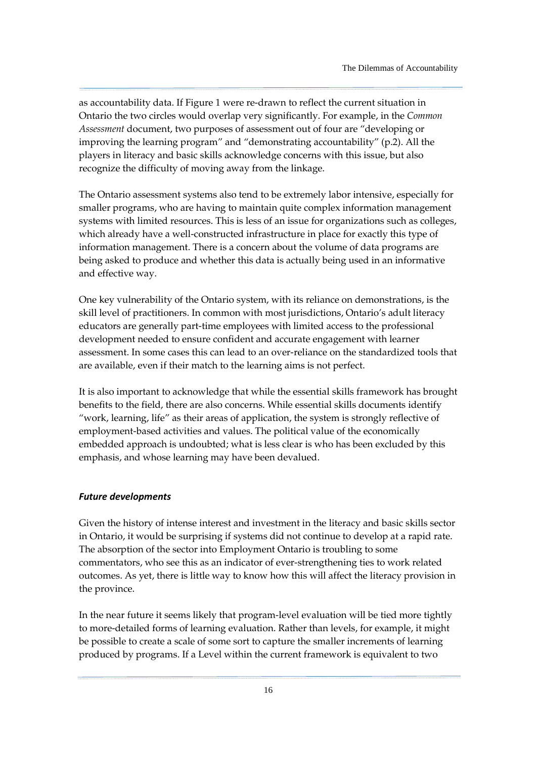as accountability data. If Figure 1 were re-drawn to reflect the current situation in Ontario the two circles would overlap very significantly. For example, in the *Common Assessment* document, two purposes of assessment out of four are "developing or improving the learning program" and "demonstrating accountability" (p.2). All the players in literacy and basic skills acknowledge concerns with this issue, but also recognize the difficulty of moving away from the linkage.

The Ontario assessment systems also tend to be extremely labor intensive, especially for smaller programs, who are having to maintain quite complex information management systems with limited resources. This is less of an issue for organizations such as colleges, which already have a well-constructed infrastructure in place for exactly this type of information management. There is a concern about the volume of data programs are being asked to produce and whether this data is actually being used in an informative and effective way.

One key vulnerability of the Ontario system, with its reliance on demonstrations, is the skill level of practitioners. In common with most jurisdictions, Ontario's adult literacy educators are generally part-time employees with limited access to the professional development needed to ensure confident and accurate engagement with learner assessment. In some cases this can lead to an over-reliance on the standardized tools that are available, even if their match to the learning aims is not perfect.

It is also important to acknowledge that while the essential skills framework has brought benefits to the field, there are also concerns. While essential skills documents identify "work, learning, life" as their areas of application, the system is strongly reflective of employment-based activities and values. The political value of the economically embedded approach is undoubted; what is less clear is who has been excluded by this emphasis, and whose learning may have been devalued.

### ***Future developments***

Given the history of intense interest and investment in the literacy and basic skills sector in Ontario, it would be surprising if systems did not continue to develop at a rapid rate. The absorption of the sector into Employment Ontario is troubling to some commentators, who see this as an indicator of ever-strengthening ties to work related outcomes. As yet, there is little way to know how this will affect the literacy provision in the province.

In the near future it seems likely that program-level evaluation will be tied more tightly to more-detailed forms of learning evaluation. Rather than levels, for example, it might be possible to create a scale of some sort to capture the smaller increments of learning produced by programs. If a Level within the current framework is equivalent to two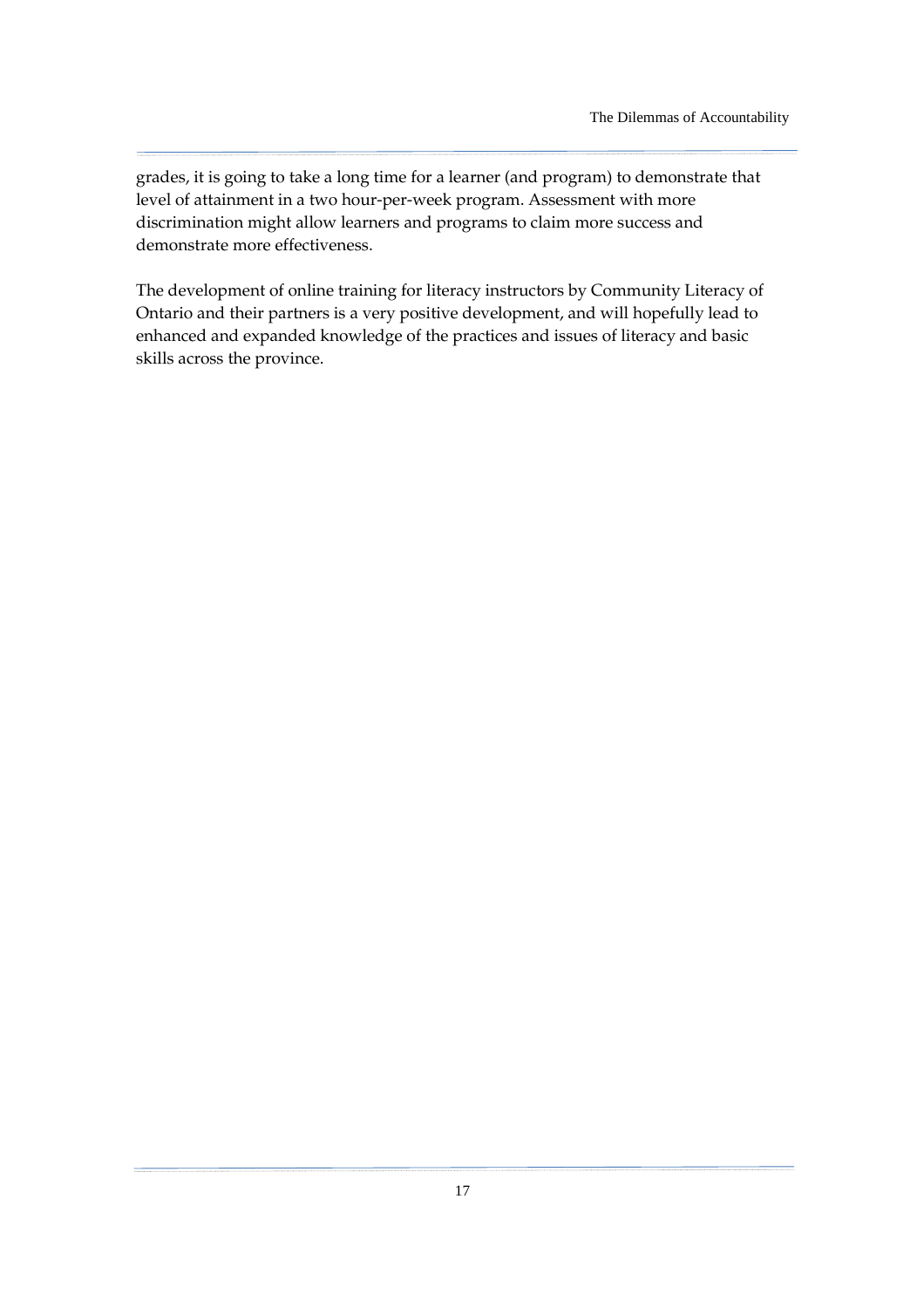grades, it is going to take a long time for a learner (and program) to demonstrate that level of attainment in a two hour-per-week program. Assessment with more discrimination might allow learners and programs to claim more success and demonstrate more effectiveness.

The development of online training for literacy instructors by Community Literacy of Ontario and their partners is a very positive development, and will hopefully lead to enhanced and expanded knowledge of the practices and issues of literacy and basic skills across the province.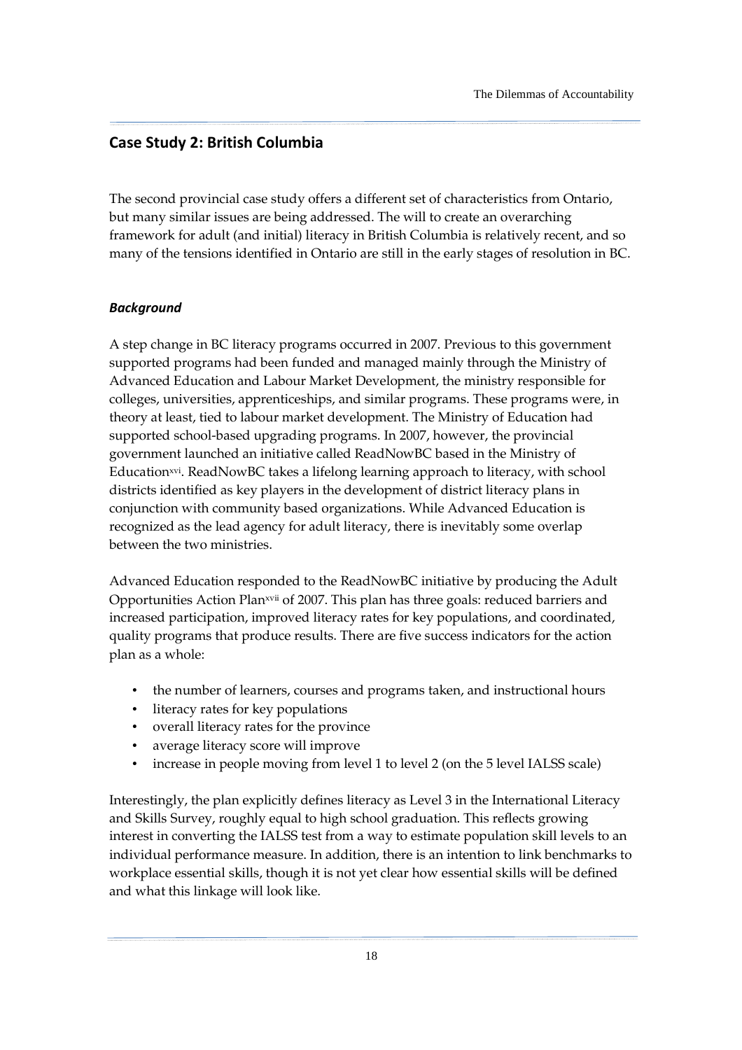## Case Study 2: British Columbia

The second provincial case study offers a different set of characteristics from Ontario, but many similar issues are being addressed. The will to create an overarching framework for adult (and initial) literacy in British Columbia is relatively recent, and so many of the tensions identified in Ontario are still in the early stages of resolution in BC.

### *Background*

A step change in BC literacy programs occurred in 2007. Previous to this government supported programs had been funded and managed mainly through the Ministry of Advanced Education and Labour Market Development, the ministry responsible for colleges, universities, apprenticeships, and similar programs. These programs were, in theory at least, tied to labour market development. The Ministry of Education had supported school-based upgrading programs. In 2007, however, the provincial government launched an initiative called ReadNowBC based in the Ministry of Education[xvi]. ReadNowBC takes a lifelong learning approach to literacy, with school districts identified as key players in the development of district literacy plans in conjunction with community based organizations. While Advanced Education is recognized as the lead agency for adult literacy, there is inevitably some overlap between the two ministries.

Advanced Education responded to the ReadNowBC initiative by producing the Adult Opportunities Action Plan[xvii] of 2007. This plan has three goals: reduced barriers and increased participation, improved literacy rates for key populations, and coordinated, quality programs that produce results. There are five success indicators for the action plan as a whole:

- the number of learners, courses and programs taken, and instructional hours
- literacy rates for key populations
- overall literacy rates for the province
- average literacy score will improve
- increase in people moving from level 1 to level 2 (on the 5 level IALSS scale)

Interestingly, the plan explicitly defines literacy as Level 3 in the International Literacy and Skills Survey, roughly equal to high school graduation. This reflects growing interest in converting the IALSS test from a way to estimate population skill levels to an individual performance measure. In addition, there is an intention to link benchmarks to workplace essential skills, though it is not yet clear how essential skills will be defined and what this linkage will look like.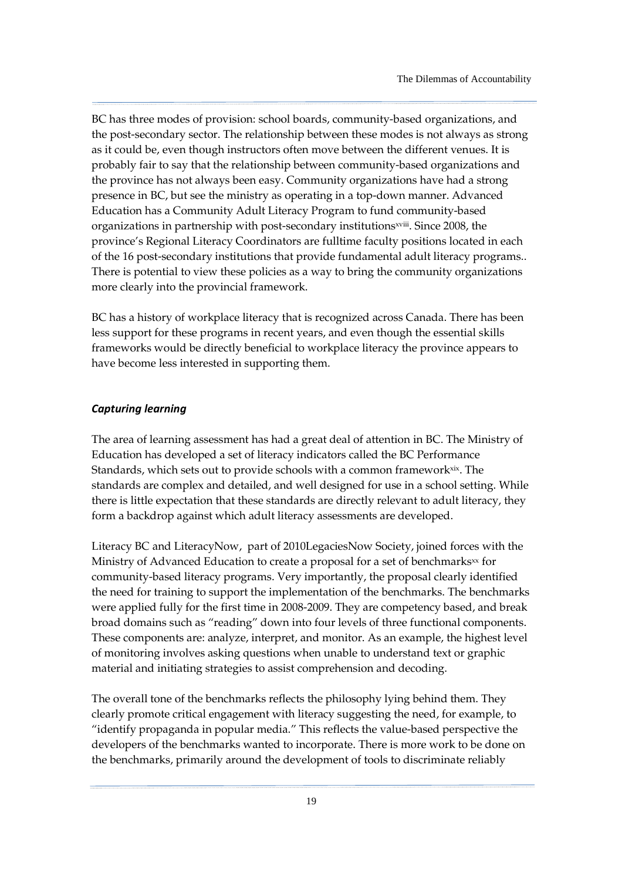BC has three modes of provision: school boards, community-based organizations, and the post-secondary sector. The relationship between these modes is not always as strong as it could be, even though instructors often move between the different venues. It is probably fair to say that the relationship between community-based organizations and the province has not always been easy. Community organizations have had a strong presence in BC, but see the ministry as operating in a top-down manner. Advanced Education has a Community Adult Literacy Program to fund community-based organizations in partnership with post-secondary institutions[xviii]. Since 2008, the province's Regional Literacy Coordinators are fulltime faculty positions located in each of the 16 post-secondary institutions that provide fundamental adult literacy programs.. There is potential to view these policies as a way to bring the community organizations more clearly into the provincial framework.

BC has a history of workplace literacy that is recognized across Canada. There has been less support for these programs in recent years, and even though the essential skills frameworks would be directly beneficial to workplace literacy the province appears to have become less interested in supporting them.

### *Capturing learning*

The area of learning assessment has had a great deal of attention in BC. The Ministry of Education has developed a set of literacy indicators called the BC Performance Standards, which sets out to provide schools with a common framework[xix]. The standards are complex and detailed, and well designed for use in a school setting. While there is little expectation that these standards are directly relevant to adult literacy, they form a backdrop against which adult literacy assessments are developed.

Literacy BC and LiteracyNow, part of 2010LegaciesNow Society, joined forces with the Ministry of Advanced Education to create a proposal for a set of benchmarks[xx] for community-based literacy programs. Very importantly, the proposal clearly identified the need for training to support the implementation of the benchmarks. The benchmarks were applied fully for the first time in 2008-2009. They are competency based, and break broad domains such as "reading" down into four levels of three functional components. These components are: analyze, interpret, and monitor. As an example, the highest level of monitoring involves asking questions when unable to understand text or graphic material and initiating strategies to assist comprehension and decoding.

The overall tone of the benchmarks reflects the philosophy lying behind them. They clearly promote critical engagement with literacy suggesting the need, for example, to "identify propaganda in popular media." This reflects the value-based perspective the developers of the benchmarks wanted to incorporate. There is more work to be done on the benchmarks, primarily around the development of tools to discriminate reliably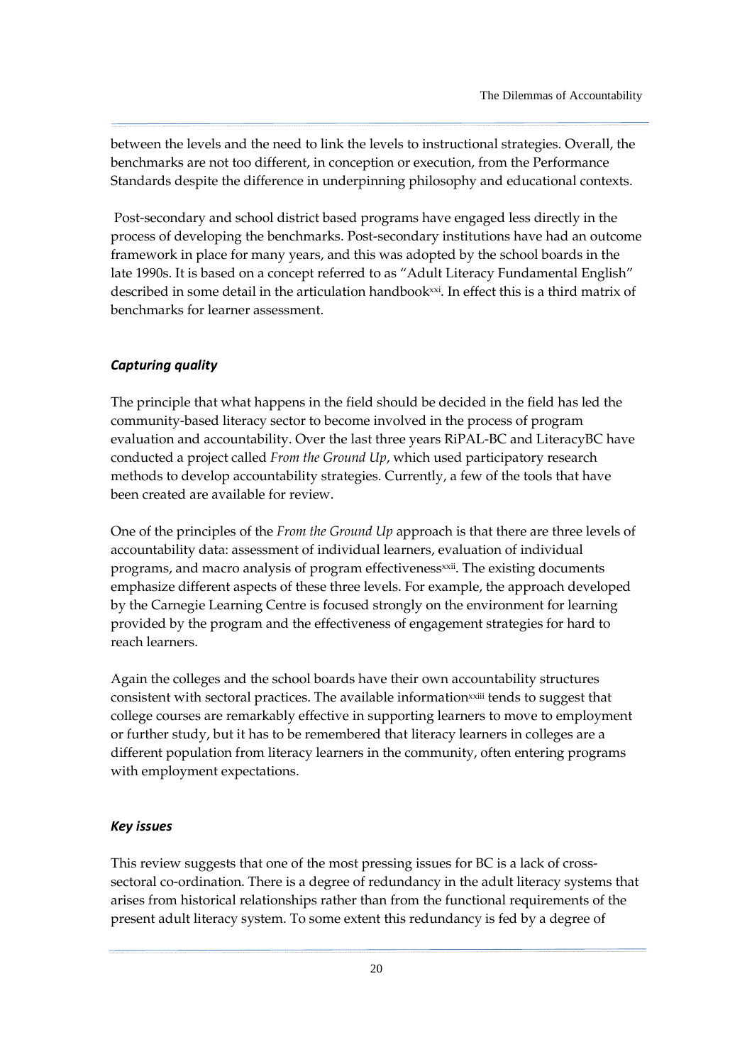between the levels and the need to link the levels to instructional strategies. Overall, the benchmarks are not too different, in conception or execution, from the Performance Standards despite the difference in underpinning philosophy and educational contexts.

Post-secondary and school district based programs have engaged less directly in the process of developing the benchmarks. Post-secondary institutions have had an outcome framework in place for many years, and this was adopted by the school boards in the late 1990s. It is based on a concept referred to as "Adult Literacy Fundamental English" described in some detail in the articulation handbook[xxi]. In effect this is a third matrix of benchmarks for learner assessment.

### *Capturing quality*

The principle that what happens in the field should be decided in the field has led the community-based literacy sector to become involved in the process of program evaluation and accountability. Over the last three years RiPAL-BC and LiteracyBC have conducted a project called *From the Ground Up*, which used participatory research methods to develop accountability strategies. Currently, a few of the tools that have been created are available for review.

One of the principles of the *From the Ground Up* approach is that there are three levels of accountability data: assessment of individual learners, evaluation of individual programs, and macro analysis of program effectiveness[xxii]. The existing documents emphasize different aspects of these three levels. For example, the approach developed by the Carnegie Learning Centre is focused strongly on the environment for learning provided by the program and the effectiveness of engagement strategies for hard to reach learners.

Again the colleges and the school boards have their own accountability structures consistent with sectoral practices. The available information[xxiii] tends to suggest that college courses are remarkably effective in supporting learners to move to employment or further study, but it has to be remembered that literacy learners in colleges are a different population from literacy learners in the community, often entering programs with employment expectations.

### *Key issues*

This review suggests that one of the most pressing issues for BC is a lack of cross-sectoral co-ordination. There is a degree of redundancy in the adult literacy systems that arises from historical relationships rather than from the functional requirements of the present adult literacy system. To some extent this redundancy is fed by a degree of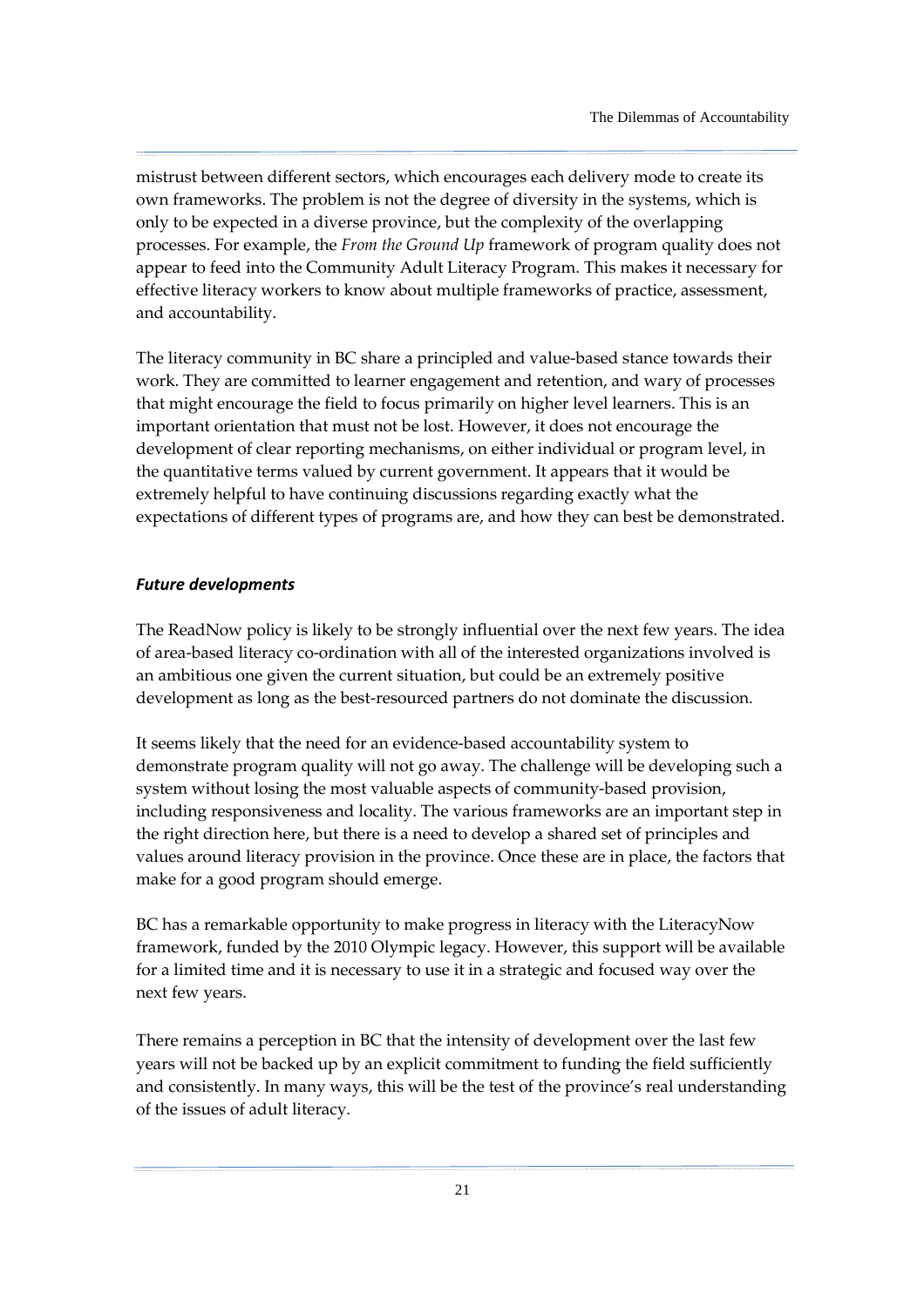mistrust between different sectors, which encourages each delivery mode to create its own frameworks. The problem is not the degree of diversity in the systems, which is only to be expected in a diverse province, but the complexity of the overlapping processes. For example, the *From the Ground Up* framework of program quality does not appear to feed into the Community Adult Literacy Program. This makes it necessary for effective literacy workers to know about multiple frameworks of practice, assessment, and accountability.

The literacy community in BC share a principled and value-based stance towards their work. They are committed to learner engagement and retention, and wary of processes that might encourage the field to focus primarily on higher level learners. This is an important orientation that must not be lost. However, it does not encourage the development of clear reporting mechanisms, on either individual or program level, in the quantitative terms valued by current government. It appears that it would be extremely helpful to have continuing discussions regarding exactly what the expectations of different types of programs are, and how they can best be demonstrated.

### *Future developments*

The ReadNow policy is likely to be strongly influential over the next few years. The idea of area-based literacy co-ordination with all of the interested organizations involved is an ambitious one given the current situation, but could be an extremely positive development as long as the best-resourced partners do not dominate the discussion.

It seems likely that the need for an evidence-based accountability system to demonstrate program quality will not go away. The challenge will be developing such a system without losing the most valuable aspects of community-based provision, including responsiveness and locality. The various frameworks are an important step in the right direction here, but there is a need to develop a shared set of principles and values around literacy provision in the province. Once these are in place, the factors that make for a good program should emerge.

BC has a remarkable opportunity to make progress in literacy with the LiteracyNow framework, funded by the 2010 Olympic legacy. However, this support will be available for a limited time and it is necessary to use it in a strategic and focused way over the next few years.

There remains a perception in BC that the intensity of development over the last few years will not be backed up by an explicit commitment to funding the field sufficiently and consistently. In many ways, this will be the test of the province's real understanding of the issues of adult literacy.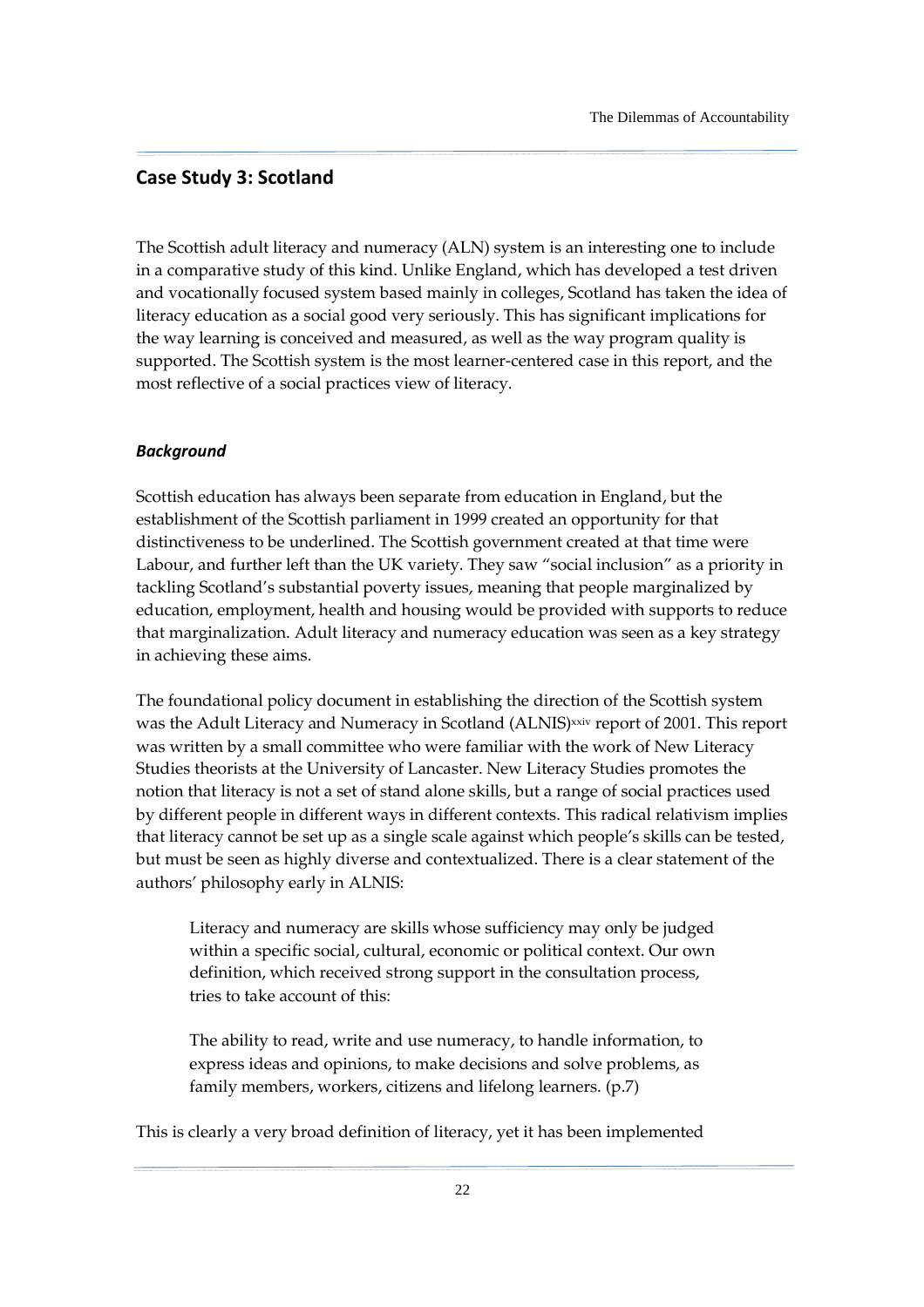## Case Study 3: Scotland

The Scottish adult literacy and numeracy (ALN) system is an interesting one to include in a comparative study of this kind. Unlike England, which has developed a test driven and vocationally focused system based mainly in colleges, Scotland has taken the idea of literacy education as a social good very seriously. This has significant implications for the way learning is conceived and measured, as well as the way program quality is supported. The Scottish system is the most learner-centered case in this report, and the most reflective of a social practices view of literacy.

### *Background*

Scottish education has always been separate from education in England, but the establishment of the Scottish parliament in 1999 created an opportunity for that distinctiveness to be underlined. The Scottish government created at that time were Labour, and further left than the UK variety. They saw "social inclusion" as a priority in tackling Scotland's substantial poverty issues, meaning that people marginalized by education, employment, health and housing would be provided with supports to reduce that marginalization. Adult literacy and numeracy education was seen as a key strategy in achieving these aims.

The foundational policy document in establishing the direction of the Scottish system was the Adult Literacy and Numeracy in Scotland (ALNIS)[xxiv] report of 2001. This report was written by a small committee who were familiar with the work of New Literacy Studies theorists at the University of Lancaster. New Literacy Studies promotes the notion that literacy is not a set of stand alone skills, but a range of social practices used by different people in different ways in different contexts. This radical relativism implies that literacy cannot be set up as a single scale against which people's skills can be tested, but must be seen as highly diverse and contextualized. There is a clear statement of the authors' philosophy early in ALNIS:

> Literacy and numeracy are skills whose sufficiency may only be judged within a specific social, cultural, economic or political context. Our own definition, which received strong support in the consultation process, tries to take account of this:
>
> The ability to read, write and use numeracy, to handle information, to express ideas and opinions, to make decisions and solve problems, as family members, workers, citizens and lifelong learners. (p.7)

This is clearly a very broad definition of literacy, yet it has been implemented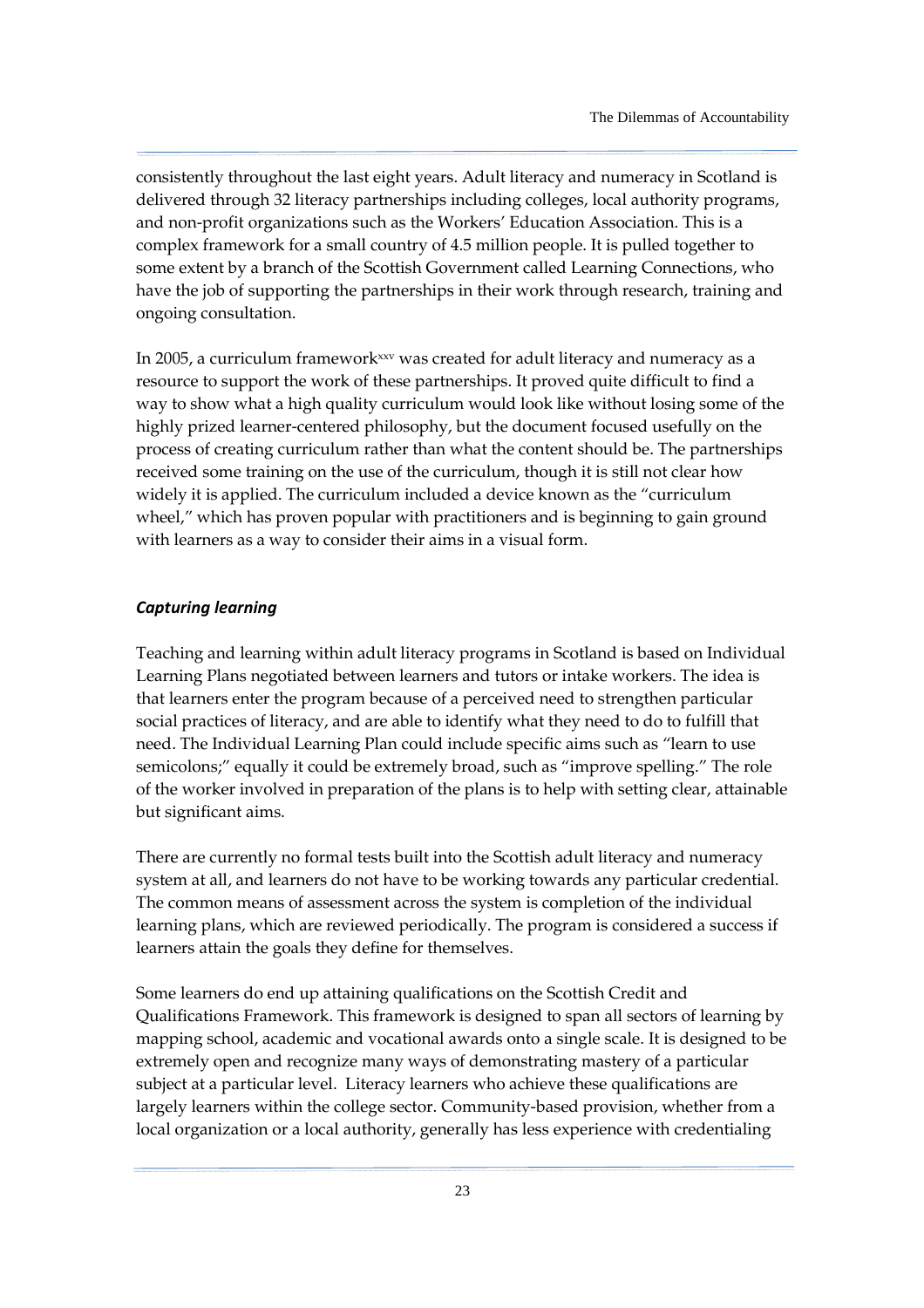consistently throughout the last eight years. Adult literacy and numeracy in Scotland is delivered through 32 literacy partnerships including colleges, local authority programs, and non-profit organizations such as the Workers' Education Association. This is a complex framework for a small country of 4.5 million people. It is pulled together to some extent by a branch of the Scottish Government called Learning Connections, who have the job of supporting the partnerships in their work through research, training and ongoing consultation.

In 2005, a curriculum framework[xxv] was created for adult literacy and numeracy as a resource to support the work of these partnerships. It proved quite difficult to find a way to show what a high quality curriculum would look like without losing some of the highly prized learner-centered philosophy, but the document focused usefully on the process of creating curriculum rather than what the content should be. The partnerships received some training on the use of the curriculum, though it is still not clear how widely it is applied. The curriculum included a device known as the "curriculum wheel," which has proven popular with practitioners and is beginning to gain ground with learners as a way to consider their aims in a visual form.

### *Capturing learning*

Teaching and learning within adult literacy programs in Scotland is based on Individual Learning Plans negotiated between learners and tutors or intake workers. The idea is that learners enter the program because of a perceived need to strengthen particular social practices of literacy, and are able to identify what they need to do to fulfill that need. The Individual Learning Plan could include specific aims such as "learn to use semicolons;" equally it could be extremely broad, such as "improve spelling." The role of the worker involved in preparation of the plans is to help with setting clear, attainable but significant aims.

There are currently no formal tests built into the Scottish adult literacy and numeracy system at all, and learners do not have to be working towards any particular credential. The common means of assessment across the system is completion of the individual learning plans, which are reviewed periodically. The program is considered a success if learners attain the goals they define for themselves.

Some learners do end up attaining qualifications on the Scottish Credit and Qualifications Framework. This framework is designed to span all sectors of learning by mapping school, academic and vocational awards onto a single scale. It is designed to be extremely open and recognize many ways of demonstrating mastery of a particular subject at a particular level. Literacy learners who achieve these qualifications are largely learners within the college sector. Community-based provision, whether from a local organization or a local authority, generally has less experience with credentialing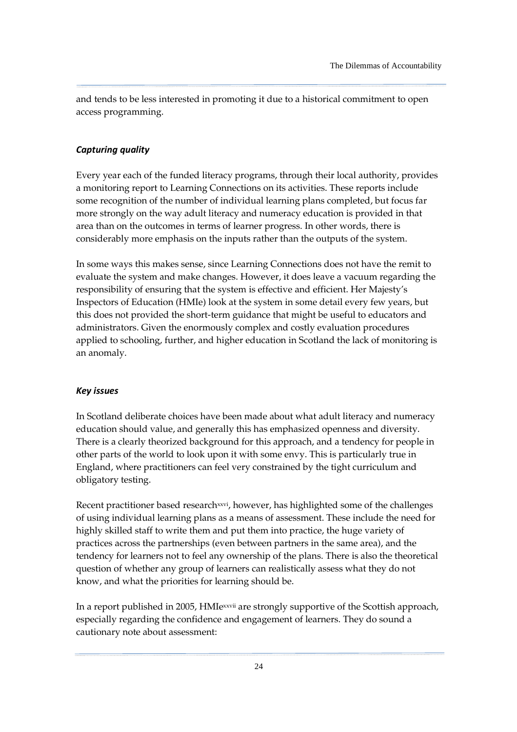and tends to be less interested in promoting it due to a historical commitment to open access programming.

### *Capturing quality*

Every year each of the funded literacy programs, through their local authority, provides a monitoring report to Learning Connections on its activities. These reports include some recognition of the number of individual learning plans completed, but focus far more strongly on the way adult literacy and numeracy education is provided in that area than on the outcomes in terms of learner progress. In other words, there is considerably more emphasis on the inputs rather than the outputs of the system.

In some ways this makes sense, since Learning Connections does not have the remit to evaluate the system and make changes. However, it does leave a vacuum regarding the responsibility of ensuring that the system is effective and efficient. Her Majesty's Inspectors of Education (HMIe) look at the system in some detail every few years, but this does not provided the short-term guidance that might be useful to educators and administrators. Given the enormously complex and costly evaluation procedures applied to schooling, further, and higher education in Scotland the lack of monitoring is an anomaly.

### *Key issues*

In Scotland deliberate choices have been made about what adult literacy and numeracy education should value, and generally this has emphasized openness and diversity. There is a clearly theorized background for this approach, and a tendency for people in other parts of the world to look upon it with some envy. This is particularly true in England, where practitioners can feel very constrained by the tight curriculum and obligatory testing.

Recent practitioner based research[xxvi], however, has highlighted some of the challenges of using individual learning plans as a means of assessment. These include the need for highly skilled staff to write them and put them into practice, the huge variety of practices across the partnerships (even between partners in the same area), and the tendency for learners not to feel any ownership of the plans. There is also the theoretical question of whether any group of learners can realistically assess what they do not know, and what the priorities for learning should be.

In a report published in 2005, HMIe[xxvii] are strongly supportive of the Scottish approach, especially regarding the confidence and engagement of learners. They do sound a cautionary note about assessment: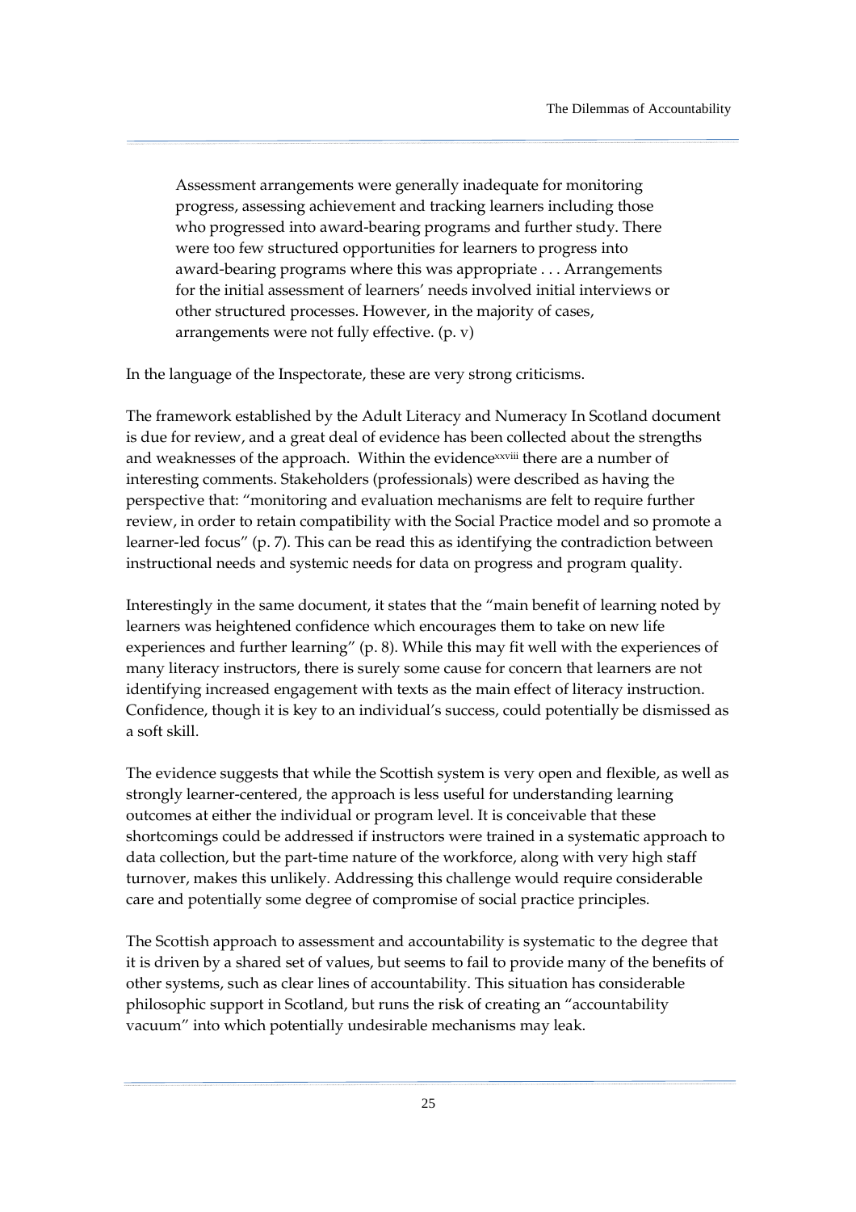> Assessment arrangements were generally inadequate for monitoring progress, assessing achievement and tracking learners including those who progressed into award-bearing programs and further study. There were too few structured opportunities for learners to progress into award-bearing programs where this was appropriate . . . Arrangements for the initial assessment of learners' needs involved initial interviews or other structured processes. However, in the majority of cases, arrangements were not fully effective. (p. v)

In the language of the Inspectorate, these are very strong criticisms.

The framework established by the Adult Literacy and Numeracy In Scotland document is due for review, and a great deal of evidence has been collected about the strengths and weaknesses of the approach. Within the evidence[xxviii] there are a number of interesting comments. Stakeholders (professionals) were described as having the perspective that: "monitoring and evaluation mechanisms are felt to require further review, in order to retain compatibility with the Social Practice model and so promote a learner-led focus" (p. 7). This can be read this as identifying the contradiction between instructional needs and systemic needs for data on progress and program quality.

Interestingly in the same document, it states that the "main benefit of learning noted by learners was heightened confidence which encourages them to take on new life experiences and further learning" (p. 8). While this may fit well with the experiences of many literacy instructors, there is surely some cause for concern that learners are not identifying increased engagement with texts as the main effect of literacy instruction. Confidence, though it is key to an individual's success, could potentially be dismissed as a soft skill.

The evidence suggests that while the Scottish system is very open and flexible, as well as strongly learner-centered, the approach is less useful for understanding learning outcomes at either the individual or program level. It is conceivable that these shortcomings could be addressed if instructors were trained in a systematic approach to data collection, but the part-time nature of the workforce, along with very high staff turnover, makes this unlikely. Addressing this challenge would require considerable care and potentially some degree of compromise of social practice principles.

The Scottish approach to assessment and accountability is systematic to the degree that it is driven by a shared set of values, but seems to fail to provide many of the benefits of other systems, such as clear lines of accountability. This situation has considerable philosophic support in Scotland, but runs the risk of creating an "accountability vacuum" into which potentially undesirable mechanisms may leak.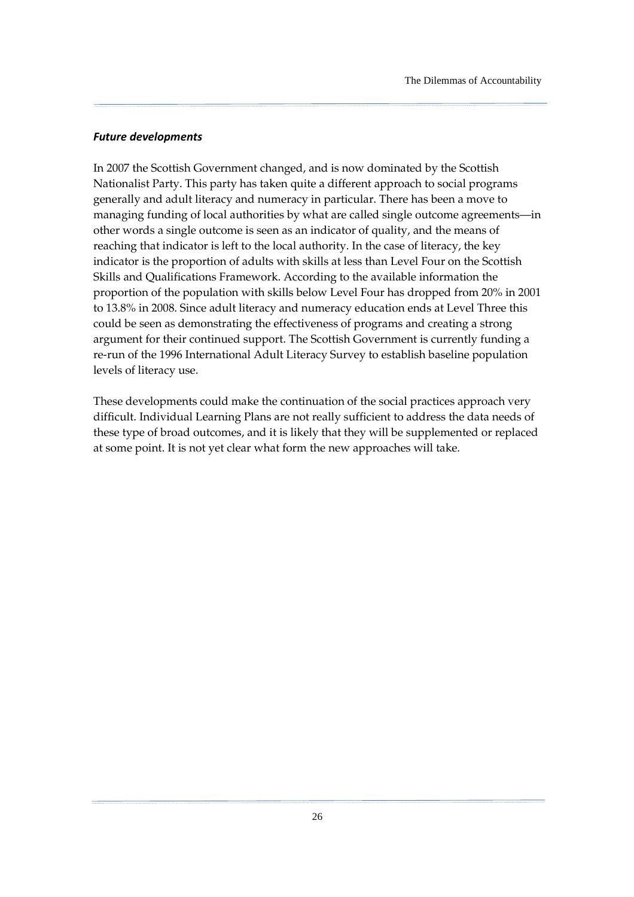### *Future developments*

In 2007 the Scottish Government changed, and is now dominated by the Scottish Nationalist Party. This party has taken quite a different approach to social programs generally and adult literacy and numeracy in particular. There has been a move to managing funding of local authorities by what are called single outcome agreements—in other words a single outcome is seen as an indicator of quality, and the means of reaching that indicator is left to the local authority. In the case of literacy, the key indicator is the proportion of adults with skills at less than Level Four on the Scottish Skills and Qualifications Framework. According to the available information the proportion of the population with skills below Level Four has dropped from 20% in 2001 to 13.8% in 2008. Since adult literacy and numeracy education ends at Level Three this could be seen as demonstrating the effectiveness of programs and creating a strong argument for their continued support. The Scottish Government is currently funding a re-run of the 1996 International Adult Literacy Survey to establish baseline population levels of literacy use.

These developments could make the continuation of the social practices approach very difficult. Individual Learning Plans are not really sufficient to address the data needs of these type of broad outcomes, and it is likely that they will be supplemented or replaced at some point. It is not yet clear what form the new approaches will take.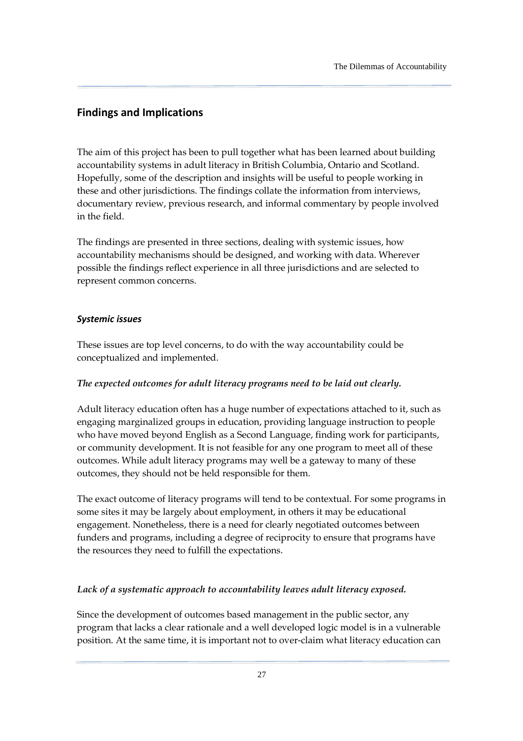## Findings and Implications

The aim of this project has been to pull together what has been learned about building accountability systems in adult literacy in British Columbia, Ontario and Scotland. Hopefully, some of the description and insights will be useful to people working in these and other jurisdictions. The findings collate the information from interviews, documentary review, previous research, and informal commentary by people involved in the field.

The findings are presented in three sections, dealing with systemic issues, how accountability mechanisms should be designed, and working with data. Wherever possible the findings reflect experience in all three jurisdictions and are selected to represent common concerns.

### *Systemic issues*

These issues are top level concerns, to do with the way accountability could be conceptualized and implemented.

*The expected outcomes for adult literacy programs need to be laid out clearly.*

Adult literacy education often has a huge number of expectations attached to it, such as engaging marginalized groups in education, providing language instruction to people who have moved beyond English as a Second Language, finding work for participants, or community development. It is not feasible for any one program to meet all of these outcomes. While adult literacy programs may well be a gateway to many of these outcomes, they should not be held responsible for them.

The exact outcome of literacy programs will tend to be contextual. For some programs in some sites it may be largely about employment, in others it may be educational engagement. Nonetheless, there is a need for clearly negotiated outcomes between funders and programs, including a degree of reciprocity to ensure that programs have the resources they need to fulfill the expectations.

*Lack of a systematic approach to accountability leaves adult literacy exposed.*

Since the development of outcomes based management in the public sector, any program that lacks a clear rationale and a well developed logic model is in a vulnerable position. At the same time, it is important not to over-claim what literacy education can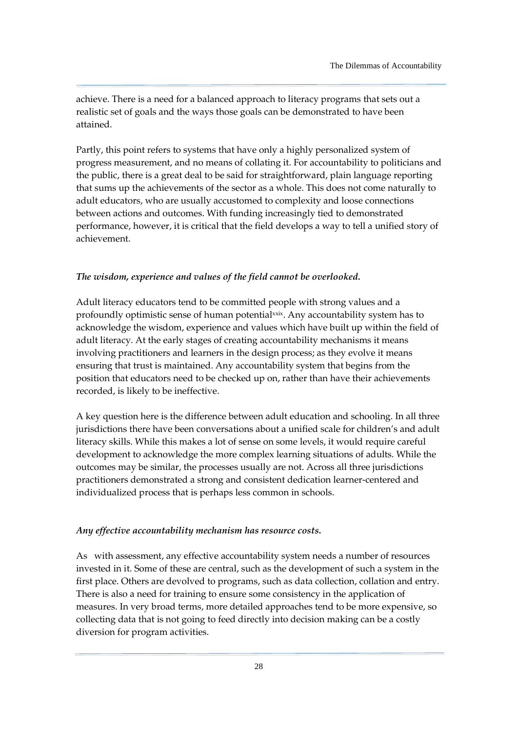achieve. There is a need for a balanced approach to literacy programs that sets out a realistic set of goals and the ways those goals can be demonstrated to have been attained.

Partly, this point refers to systems that have only a highly personalized system of progress measurement, and no means of collating it. For accountability to politicians and the public, there is a great deal to be said for straightforward, plain language reporting that sums up the achievements of the sector as a whole. This does not come naturally to adult educators, who are usually accustomed to complexity and loose connections between actions and outcomes. With funding increasingly tied to demonstrated performance, however, it is critical that the field develops a way to tell a unified story of achievement.

***The wisdom, experience and values of the field cannot be overlooked.***

Adult literacy educators tend to be committed people with strong values and a profoundly optimistic sense of human potential[xxix]. Any accountability system has to acknowledge the wisdom, experience and values which have built up within the field of adult literacy. At the early stages of creating accountability mechanisms it means involving practitioners and learners in the design process; as they evolve it means ensuring that trust is maintained. Any accountability system that begins from the position that educators need to be checked up on, rather than have their achievements recorded, is likely to be ineffective.

A key question here is the difference between adult education and schooling. In all three jurisdictions there have been conversations about a unified scale for children's and adult literacy skills. While this makes a lot of sense on some levels, it would require careful development to acknowledge the more complex learning situations of adults. While the outcomes may be similar, the processes usually are not. Across all three jurisdictions practitioners demonstrated a strong and consistent dedication learner-centered and individualized process that is perhaps less common in schools.

***Any effective accountability mechanism has resource costs.***

As with assessment, any effective accountability system needs a number of resources invested in it. Some of these are central, such as the development of such a system in the first place. Others are devolved to programs, such as data collection, collation and entry. There is also a need for training to ensure some consistency in the application of measures. In very broad terms, more detailed approaches tend to be more expensive, so collecting data that is not going to feed directly into decision making can be a costly diversion for program activities.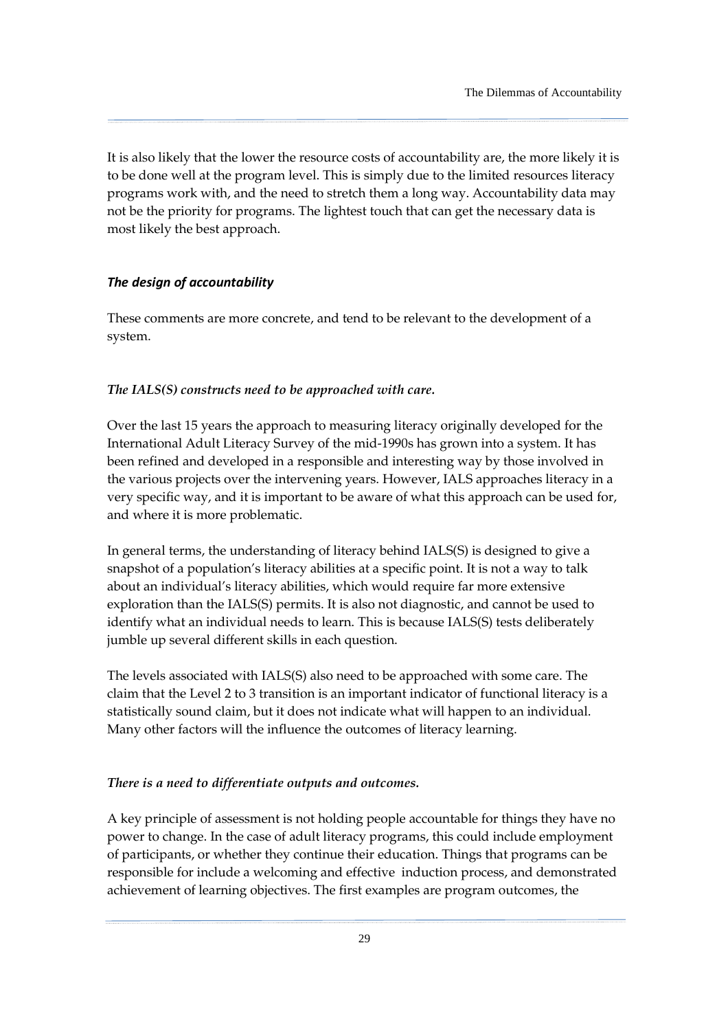It is also likely that the lower the resource costs of accountability are, the more likely it is to be done well at the program level. This is simply due to the limited resources literacy programs work with, and the need to stretch them a long way. Accountability data may not be the priority for programs. The lightest touch that can get the necessary data is most likely the best approach.

### *The design of accountability*

These comments are more concrete, and tend to be relevant to the development of a system.

#### *The IALS(S) constructs need to be approached with care.*

Over the last 15 years the approach to measuring literacy originally developed for the International Adult Literacy Survey of the mid-1990s has grown into a system. It has been refined and developed in a responsible and interesting way by those involved in the various projects over the intervening years. However, IALS approaches literacy in a very specific way, and it is important to be aware of what this approach can be used for, and where it is more problematic.

In general terms, the understanding of literacy behind IALS(S) is designed to give a snapshot of a population's literacy abilities at a specific point. It is not a way to talk about an individual's literacy abilities, which would require far more extensive exploration than the IALS(S) permits. It is also not diagnostic, and cannot be used to identify what an individual needs to learn. This is because IALS(S) tests deliberately jumble up several different skills in each question.

The levels associated with IALS(S) also need to be approached with some care. The claim that the Level 2 to 3 transition is an important indicator of functional literacy is a statistically sound claim, but it does not indicate what will happen to an individual. Many other factors will the influence the outcomes of literacy learning.

#### *There is a need to differentiate outputs and outcomes.*

A key principle of assessment is not holding people accountable for things they have no power to change. In the case of adult literacy programs, this could include employment of participants, or whether they continue their education. Things that programs can be responsible for include a welcoming and effective induction process, and demonstrated achievement of learning objectives. The first examples are program outcomes, the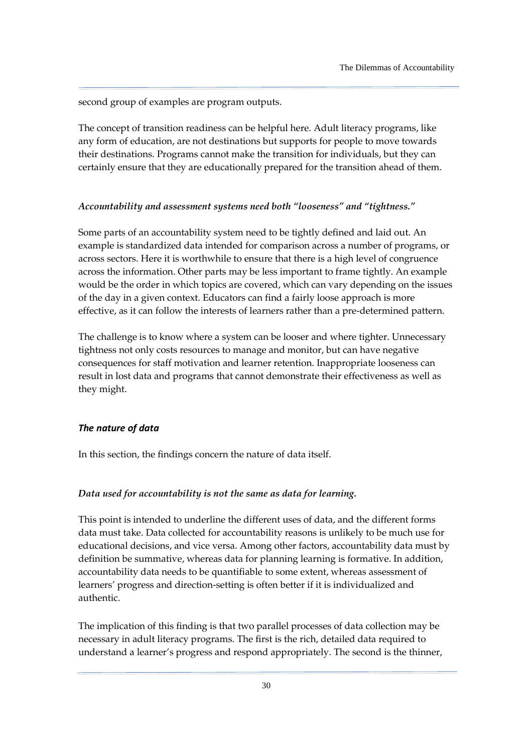second group of examples are program outputs.

The concept of transition readiness can be helpful here. Adult literacy programs, like any form of education, are not destinations but supports for people to move towards their destinations. Programs cannot make the transition for individuals, but they can certainly ensure that they are educationally prepared for the transition ahead of them.

*Accountability and assessment systems need both "looseness" and "tightness."*

Some parts of an accountability system need to be tightly defined and laid out. An example is standardized data intended for comparison across a number of programs, or across sectors. Here it is worthwhile to ensure that there is a high level of congruence across the information. Other parts may be less important to frame tightly. An example would be the order in which topics are covered, which can vary depending on the issues of the day in a given context. Educators can find a fairly loose approach is more effective, as it can follow the interests of learners rather than a pre-determined pattern.

The challenge is to know where a system can be looser and where tighter. Unnecessary tightness not only costs resources to manage and monitor, but can have negative consequences for staff motivation and learner retention. Inappropriate looseness can result in lost data and programs that cannot demonstrate their effectiveness as well as they might.

### *The nature of data*

In this section, the findings concern the nature of data itself.

*Data used for accountability is not the same as data for learning.*

This point is intended to underline the different uses of data, and the different forms data must take. Data collected for accountability reasons is unlikely to be much use for educational decisions, and vice versa. Among other factors, accountability data must by definition be summative, whereas data for planning learning is formative. In addition, accountability data needs to be quantifiable to some extent, whereas assessment of learners' progress and direction-setting is often better if it is individualized and authentic.

The implication of this finding is that two parallel processes of data collection may be necessary in adult literacy programs. The first is the rich, detailed data required to understand a learner's progress and respond appropriately. The second is the thinner,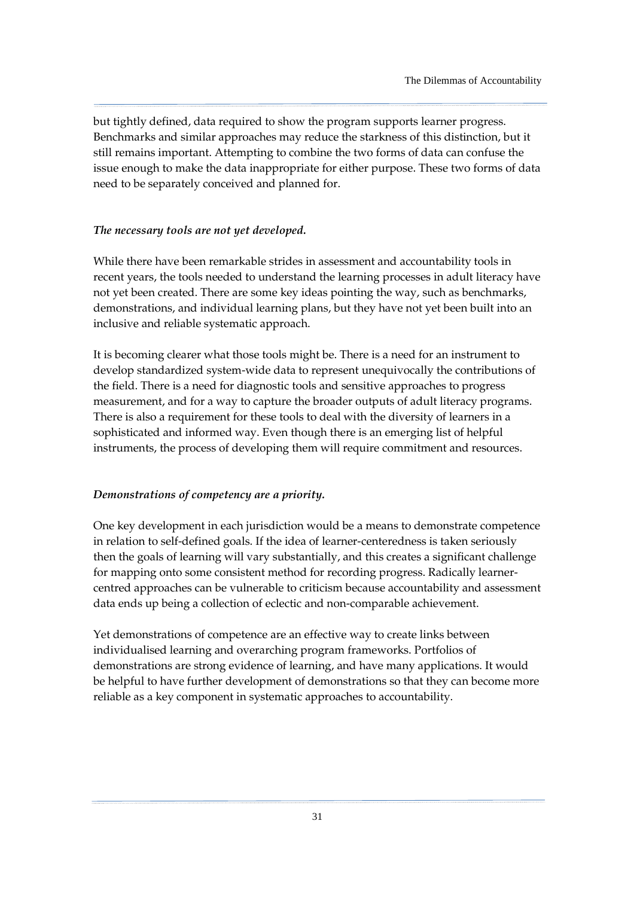but tightly defined, data required to show the program supports learner progress. Benchmarks and similar approaches may reduce the starkness of this distinction, but it still remains important. Attempting to combine the two forms of data can confuse the issue enough to make the data inappropriate for either purpose. These two forms of data need to be separately conceived and planned for.

***The necessary tools are not yet developed.***

While there have been remarkable strides in assessment and accountability tools in recent years, the tools needed to understand the learning processes in adult literacy have not yet been created. There are some key ideas pointing the way, such as benchmarks, demonstrations, and individual learning plans, but they have not yet been built into an inclusive and reliable systematic approach.

It is becoming clearer what those tools might be. There is a need for an instrument to develop standardized system-wide data to represent unequivocally the contributions of the field. There is a need for diagnostic tools and sensitive approaches to progress measurement, and for a way to capture the broader outputs of adult literacy programs. There is also a requirement for these tools to deal with the diversity of learners in a sophisticated and informed way. Even though there is an emerging list of helpful instruments, the process of developing them will require commitment and resources.

***Demonstrations of competency are a priority.***

One key development in each jurisdiction would be a means to demonstrate competence in relation to self-defined goals. If the idea of learner-centeredness is taken seriously then the goals of learning will vary substantially, and this creates a significant challenge for mapping onto some consistent method for recording progress. Radically learner-centred approaches can be vulnerable to criticism because accountability and assessment data ends up being a collection of eclectic and non-comparable achievement.

Yet demonstrations of competence are an effective way to create links between individualised learning and overarching program frameworks. Portfolios of demonstrations are strong evidence of learning, and have many applications. It would be helpful to have further development of demonstrations so that they can become more reliable as a key component in systematic approaches to accountability.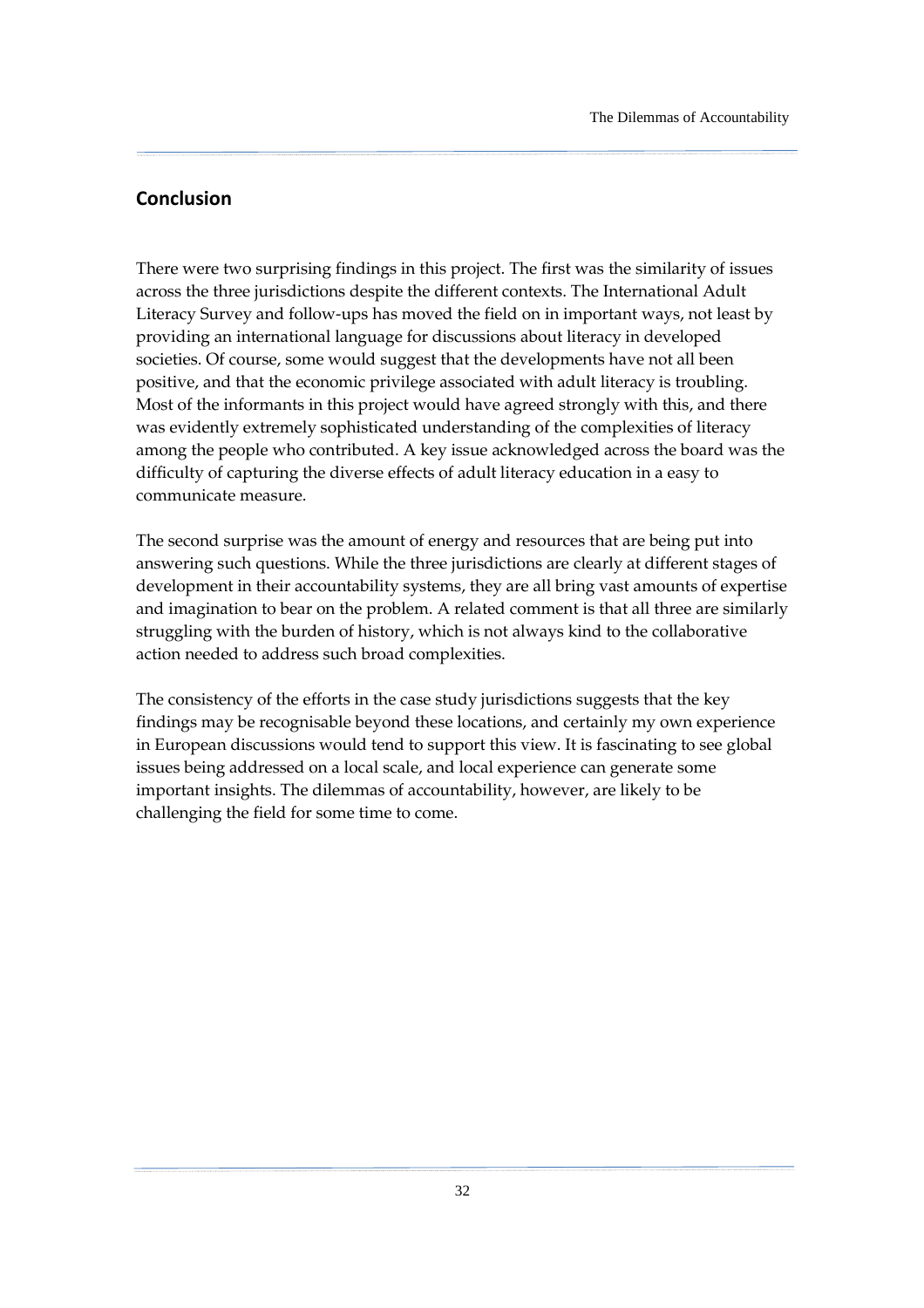## Conclusion

There were two surprising findings in this project. The first was the similarity of issues across the three jurisdictions despite the different contexts. The International Adult Literacy Survey and follow-ups has moved the field on in important ways, not least by providing an international language for discussions about literacy in developed societies. Of course, some would suggest that the developments have not all been positive, and that the economic privilege associated with adult literacy is troubling. Most of the informants in this project would have agreed strongly with this, and there was evidently extremely sophisticated understanding of the complexities of literacy among the people who contributed. A key issue acknowledged across the board was the difficulty of capturing the diverse effects of adult literacy education in a easy to communicate measure.

The second surprise was the amount of energy and resources that are being put into answering such questions. While the three jurisdictions are clearly at different stages of development in their accountability systems, they are all bring vast amounts of expertise and imagination to bear on the problem. A related comment is that all three are similarly struggling with the burden of history, which is not always kind to the collaborative action needed to address such broad complexities.

The consistency of the efforts in the case study jurisdictions suggests that the key findings may be recognisable beyond these locations, and certainly my own experience in European discussions would tend to support this view. It is fascinating to see global issues being addressed on a local scale, and local experience can generate some important insights. The dilemmas of accountability, however, are likely to be challenging the field for some time to come.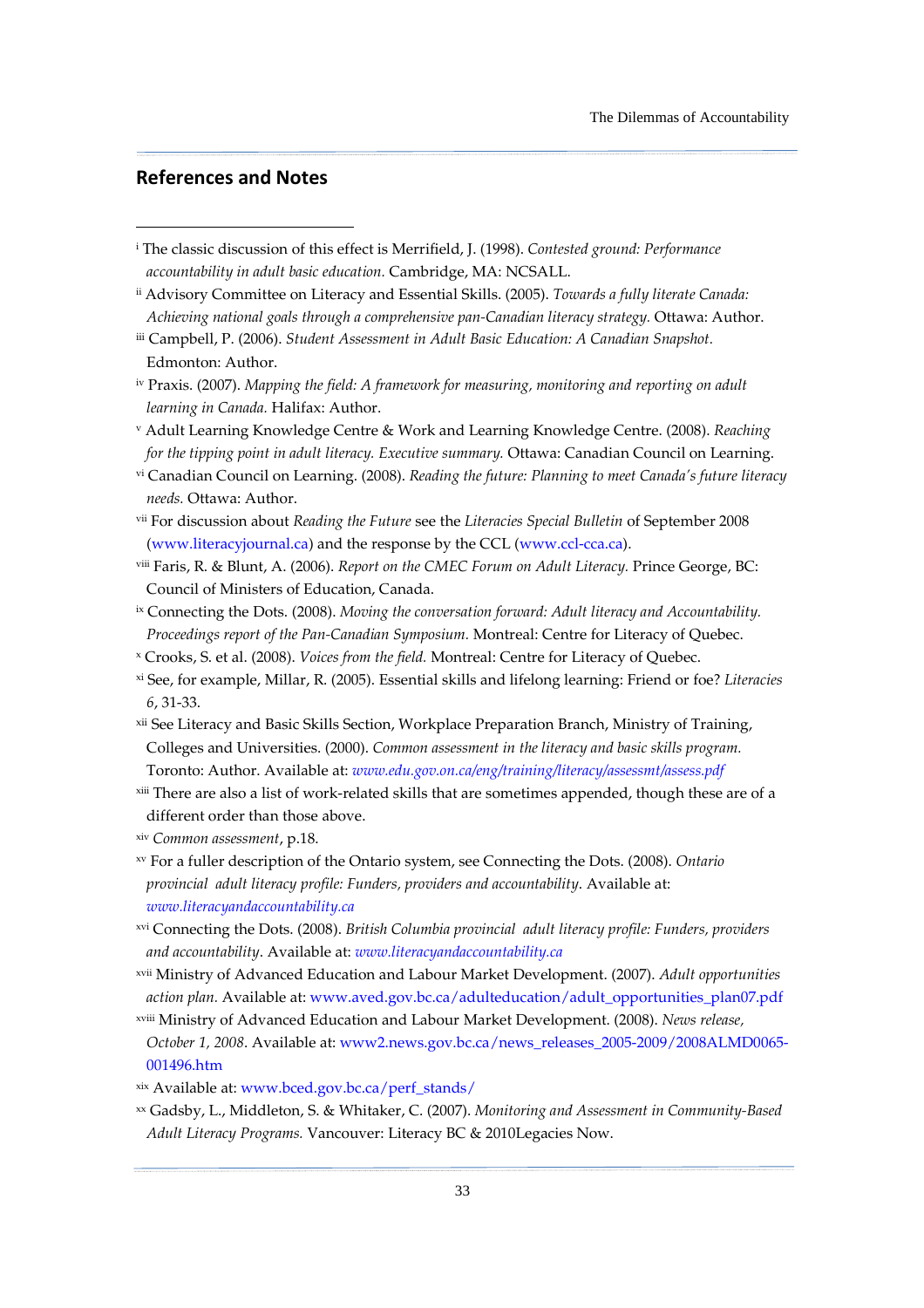## References and Notes

[i] The classic discussion of this effect is Merrifield, J. (1998). *Contested ground: Performance accountability in adult basic education.* Cambridge, MA: NCSALL.

[ii] Advisory Committee on Literacy and Essential Skills. (2005). *Towards a fully literate Canada: Achieving national goals through a comprehensive pan-Canadian literacy strategy.* Ottawa: Author.

[iii] Campbell, P. (2006). *Student Assessment in Adult Basic Education: A Canadian Snapshot.* Edmonton: Author.

[iv] Praxis. (2007). *Mapping the field: A framework for measuring, monitoring and reporting on adult learning in Canada.* Halifax: Author.

[v] Adult Learning Knowledge Centre & Work and Learning Knowledge Centre. (2008). *Reaching for the tipping point in adult literacy. Executive summary.* Ottawa: Canadian Council on Learning.

[vi] Canadian Council on Learning. (2008). *Reading the future: Planning to meet Canada's future literacy needs.* Ottawa: Author.

[vii] For discussion about *Reading the Future* see the *Literacies Special Bulletin* of September 2008 (www.literacyjournal.ca) and the response by the CCL (www.ccl-cca.ca).

[viii] Faris, R. & Blunt, A. (2006). *Report on the CMEC Forum on Adult Literacy.* Prince George, BC: Council of Ministers of Education, Canada.

[ix] Connecting the Dots. (2008). *Moving the conversation forward: Adult literacy and Accountability. Proceedings report of the Pan-Canadian Symposium.* Montreal: Centre for Literacy of Quebec.

[x] Crooks, S. et al. (2008). *Voices from the field.* Montreal: Centre for Literacy of Quebec.

[xi] See, for example, Millar, R. (2005). Essential skills and lifelong learning: Friend or foe? *Literacies 6*, 31-33.

[xii] See Literacy and Basic Skills Section, Workplace Preparation Branch, Ministry of Training, Colleges and Universities. (2000). *Common assessment in the literacy and basic skills program.* Toronto: Author. Available at: *www.edu.gov.on.ca/eng/training/literacy/assessmt/assess.pdf*

[xiii] There are also a list of work-related skills that are sometimes appended, though these are of a different order than those above.

[xiv] *Common assessment*, p.18.

[xv] For a fuller description of the Ontario system, see Connecting the Dots. (2008). *Ontario provincial adult literacy profile: Funders, providers and accountability*. Available at: *www.literacyandaccountability.ca*

[xvi] Connecting the Dots. (2008). *British Columbia provincial adult literacy profile: Funders, providers and accountability*. Available at: *www.literacyandaccountability.ca*

[xvii] Ministry of Advanced Education and Labour Market Development. (2007). *Adult opportunities action plan.* Available at: www.aved.gov.bc.ca/adulteducation/adult_opportunities_plan07.pdf

[xviii] Ministry of Advanced Education and Labour Market Development. (2008). *News release, October 1, 2008*. Available at: www2.news.gov.bc.ca/news_releases_2005-2009/2008ALMD0065-001496.htm

[xix] Available at: www.bced.gov.bc.ca/perf_stands/

[xx] Gadsby, L., Middleton, S. & Whitaker, C. (2007). *Monitoring and Assessment in Community-Based Adult Literacy Programs.* Vancouver: Literacy BC & 2010Legacies Now.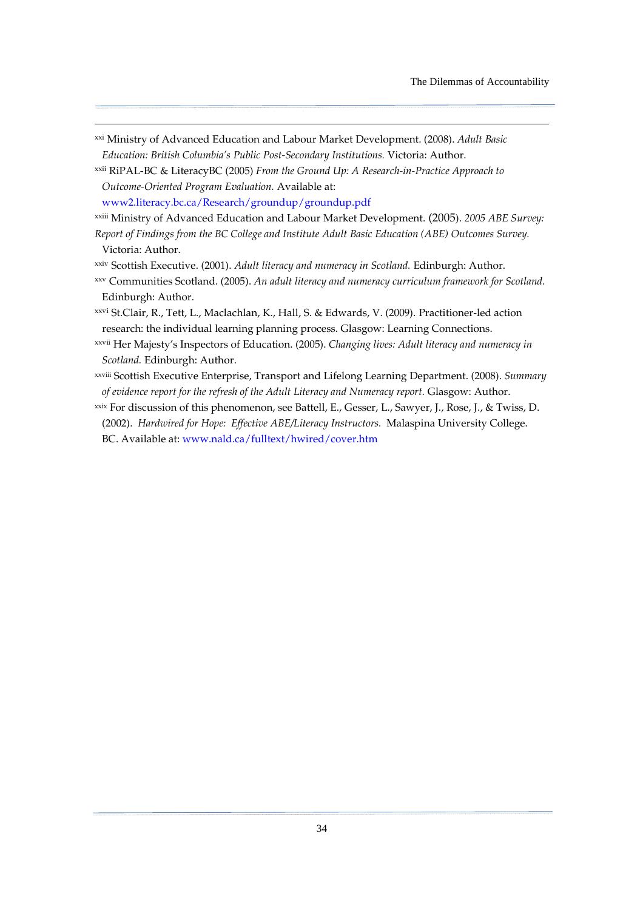[xxi] Ministry of Advanced Education and Labour Market Development. (2008). *Adult Basic Education: British Columbia's Public Post-Secondary Institutions.* Victoria: Author.

[xxii] RiPAL-BC & LiteracyBC (2005) *From the Ground Up: A Research-in-Practice Approach to Outcome-Oriented Program Evaluation.* Available at: www2.literacy.bc.ca/Research/groundup/groundup.pdf

[xxiii] Ministry of Advanced Education and Labour Market Development. (2005). *2005 ABE Survey: Report of Findings from the BC College and Institute Adult Basic Education (ABE) Outcomes Survey.* Victoria: Author.

[xxiv] Scottish Executive. (2001). *Adult literacy and numeracy in Scotland.* Edinburgh: Author.

[xxv] Communities Scotland. (2005). *An adult literacy and numeracy curriculum framework for Scotland.* Edinburgh: Author.

[xxvi] St.Clair, R., Tett, L., Maclachlan, K., Hall, S. & Edwards, V. (2009). Practitioner-led action research: the individual learning planning process. Glasgow: Learning Connections.

[xxvii] Her Majesty's Inspectors of Education. (2005). *Changing lives: Adult literacy and numeracy in Scotland.* Edinburgh: Author.

[xxviii] Scottish Executive Enterprise, Transport and Lifelong Learning Department. (2008). *Summary of evidence report for the refresh of the Adult Literacy and Numeracy report.* Glasgow: Author.

[xxix] For discussion of this phenomenon, see Battell, E., Gesser, L., Sawyer, J., Rose, J., & Twiss, D. (2002). *Hardwired for Hope: Effective ABE/Literacy Instructors.* Malaspina University College. BC. Available at: www.nald.ca/fulltext/hwired/cover.htm